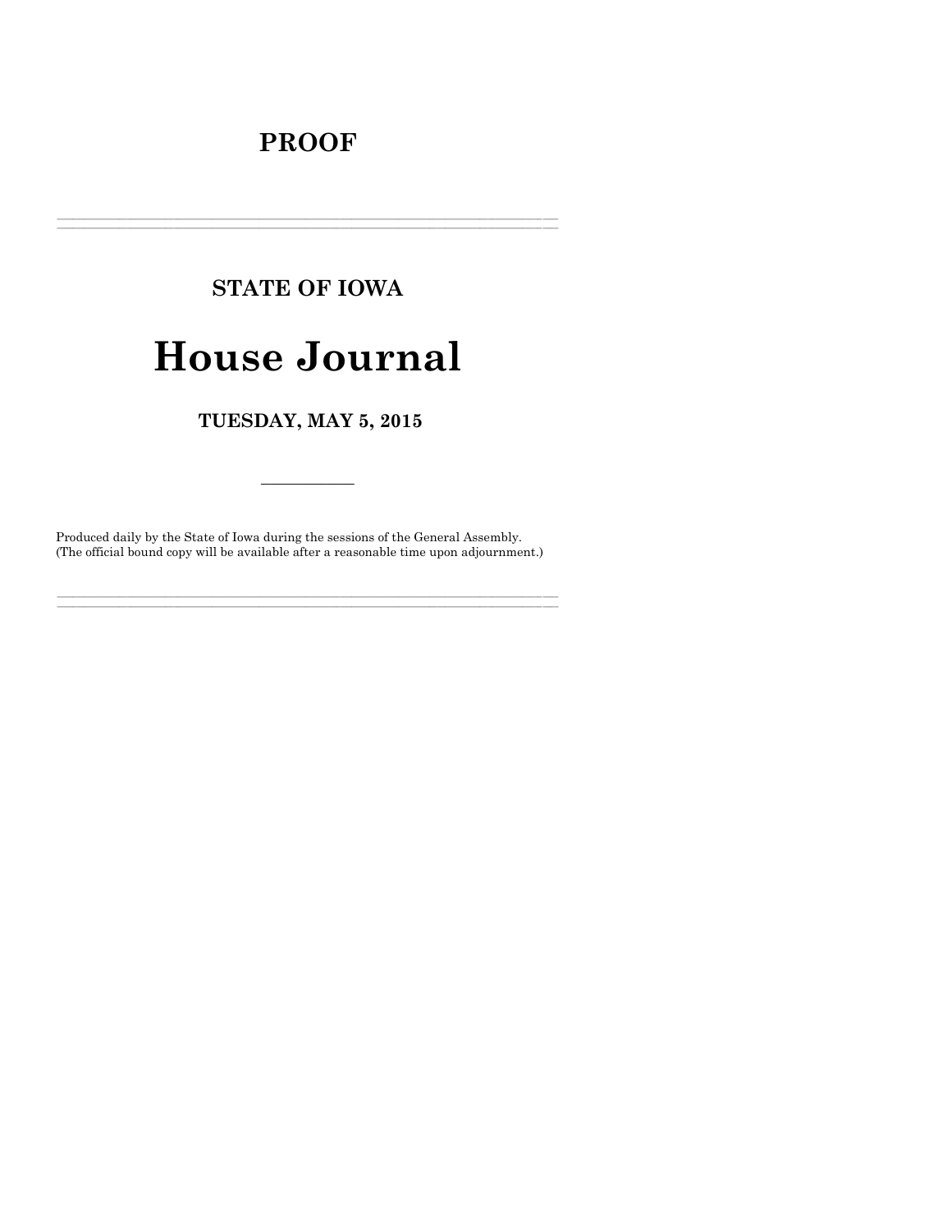# PROOF

---

## STATE OF IOWA

# House Journal

## TUESDAY, MAY 5, 2015

---

Produced daily by the State of Iowa during the sessions of the General Assembly.
(The official bound copy will be available after a reasonable time upon adjournment.)

---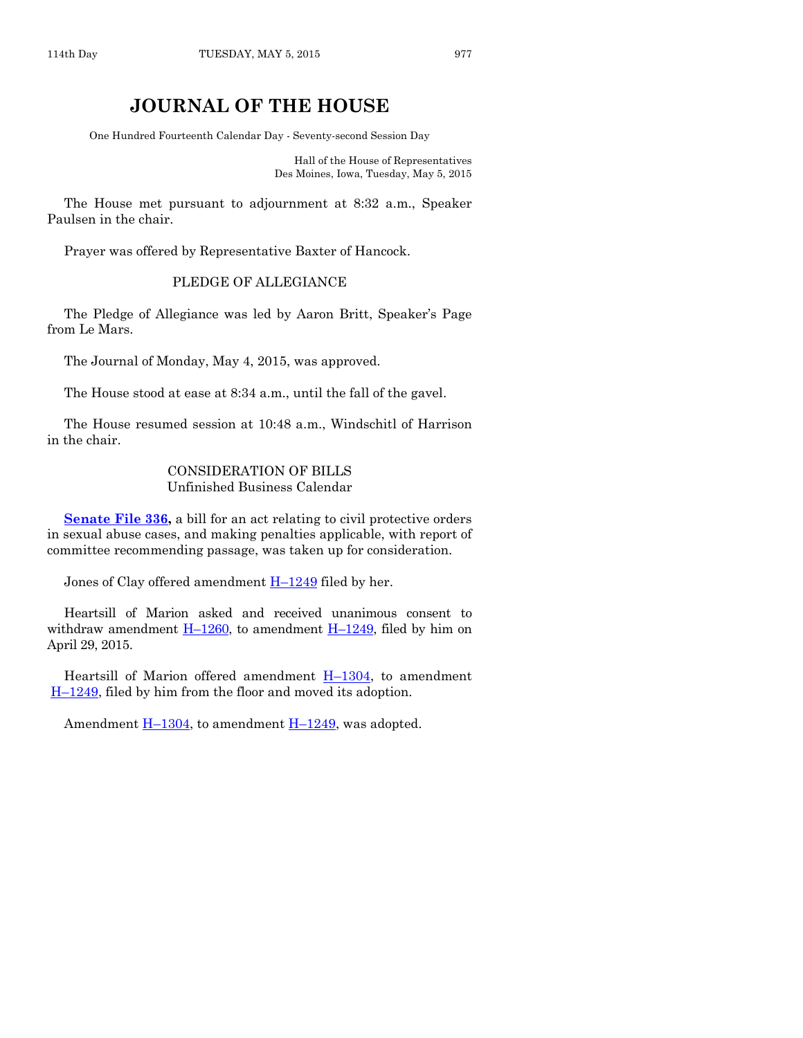# JOURNAL OF THE HOUSE

One Hundred Fourteenth Calendar Day - Seventy-second Session Day

Hall of the House of Representatives
Des Moines, Iowa, Tuesday, May 5, 2015

The House met pursuant to adjournment at 8:32 a.m., Speaker Paulsen in the chair.

Prayer was offered by Representative Baxter of Hancock.

PLEDGE OF ALLEGIANCE

The Pledge of Allegiance was led by Aaron Britt, Speaker's Page from Le Mars.

The Journal of Monday, May 4, 2015, was approved.

The House stood at ease at 8:34 a.m., until the fall of the gavel.

The House resumed session at 10:48 a.m., Windschitl of Harrison in the chair.

CONSIDERATION OF BILLS
Unfinished Business Calendar

**Senate File 336,** a bill for an act relating to civil protective orders in sexual abuse cases, and making penalties applicable, with report of committee recommending passage, was taken up for consideration.

Jones of Clay offered amendment H–1249 filed by her.

Heartsill of Marion asked and received unanimous consent to withdraw amendment H–1260, to amendment H–1249, filed by him on April 29, 2015.

Heartsill of Marion offered amendment H–1304, to amendment H–1249, filed by him from the floor and moved its adoption.

Amendment H–1304, to amendment H–1249, was adopted.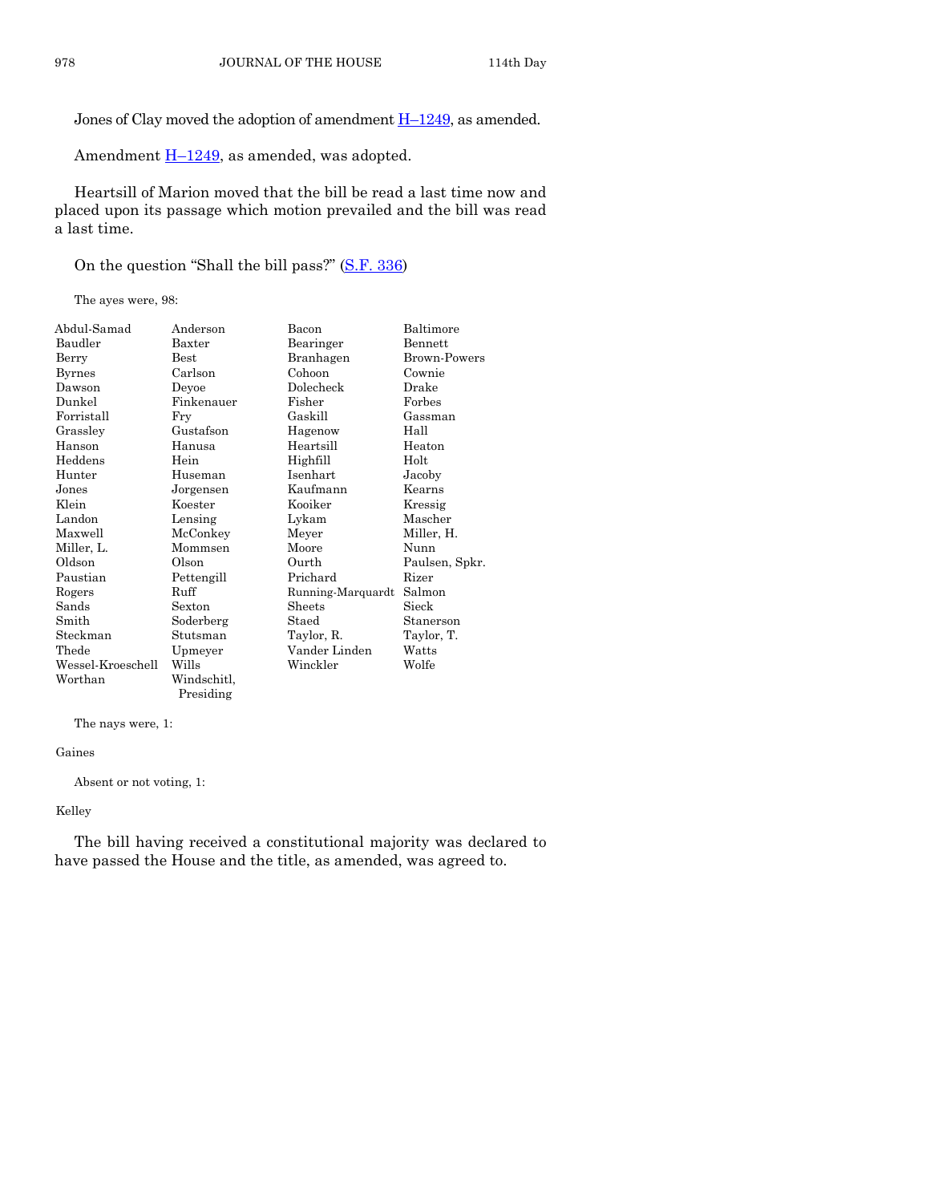Jones of Clay moved the adoption of amendment H–1249, as amended.

Amendment H–1249, as amended, was adopted.

Heartsill of Marion moved that the bill be read a last time now and placed upon its passage which motion prevailed and the bill was read a last time.

On the question "Shall the bill pass?" (S.F. 336)

The ayes were, 98:

| | | | |
|---|---|---|---|
| Abdul-Samad | Anderson | Bacon | Baltimore |
| Baudler | Baxter | Bearinger | Bennett |
| Berry | Best | Branhagen | Brown-Powers |
| Byrnes | Carlson | Cohoon | Cownie |
| Dawson | Deyoe | Dolecheck | Drake |
| Dunkel | Finkenauer | Fisher | Forbes |
| Forristall | Fry | Gaskill | Gassman |
| Grassley | Gustafson | Hagenow | Hall |
| Hanson | Hanusa | Heartsill | Heaton |
| Heddens | Hein | Highfill | Holt |
| Hunter | Huseman | Isenhart | Jacoby |
| Jones | Jorgensen | Kaufmann | Kearns |
| Klein | Koester | Kooiker | Kressig |
| Landon | Lensing | Lykam | Mascher |
| Maxwell | McConkey | Meyer | Miller, H. |
| Miller, L. | Mommsen | Moore | Nunn |
| Oldson | Olson | Ourth | Paulsen, Spkr. |
| Paustian | Pettengill | Prichard | Rizer |
| Rogers | Ruff | Running-Marquardt | Salmon |
| Sands | Sexton | Sheets | Sieck |
| Smith | Soderberg | Staed | Stanerson |
| Steckman | Stutsman | Taylor, R. | Taylor, T. |
| Thede | Upmeyer | Vander Linden | Watts |
| Wessel-Kroeschell | Wills | Winckler | Wolfe |
| Worthan | Windschitl, Presiding | | |

The nays were, 1:

Gaines

Absent or not voting, 1:

Kelley

The bill having received a constitutional majority was declared to have passed the House and the title, as amended, was agreed to.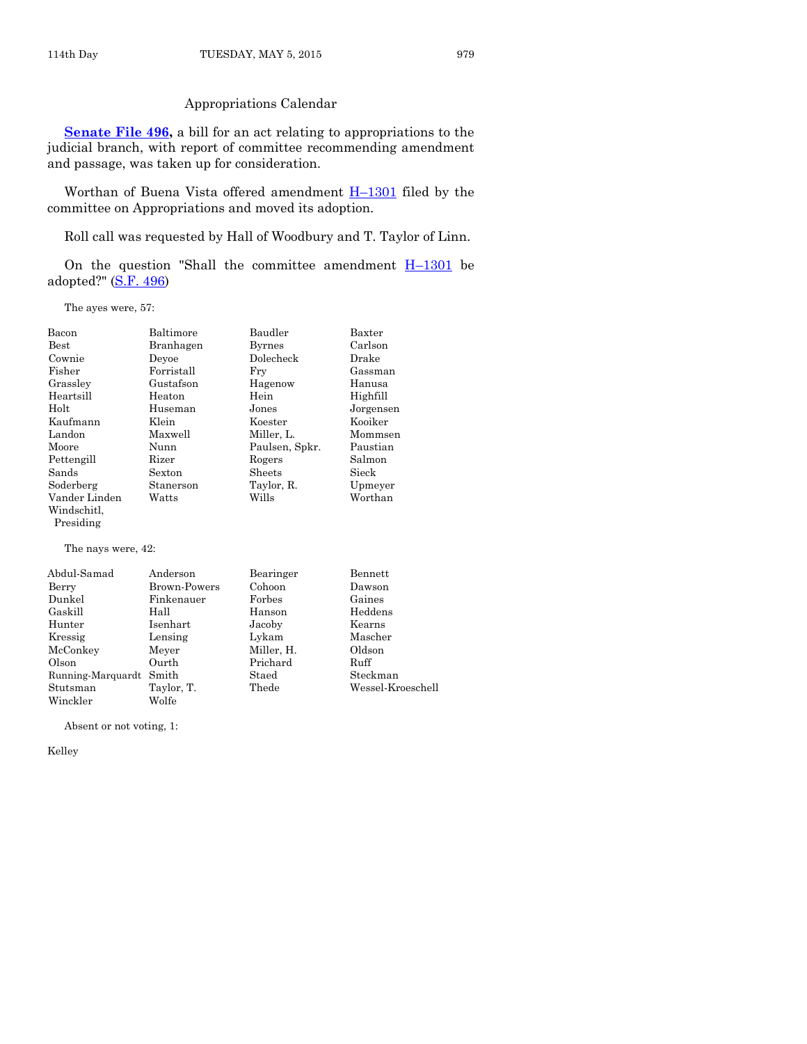## Appropriations Calendar

**Senate File 496,** a bill for an act relating to appropriations to the judicial branch, with report of committee recommending amendment and passage, was taken up for consideration.

Worthan of Buena Vista offered amendment H–1301 filed by the committee on Appropriations and moved its adoption.

Roll call was requested by Hall of Woodbury and T. Taylor of Linn.

On the question "Shall the committee amendment H–1301 be adopted?" (S.F. 496)

The ayes were, 57:

| | | | |
|---|---|---|---|
| Bacon | Baltimore | Baudler | Baxter |
| Best | Branhagen | Byrnes | Carlson |
| Cownie | Deyoe | Dolecheck | Drake |
| Fisher | Forristall | Fry | Gassman |
| Grassley | Gustafson | Hagenow | Hanusa |
| Heartsill | Heaton | Hein | Highfill |
| Holt | Huseman | Jones | Jorgensen |
| Kaufmann | Klein | Koester | Kooiker |
| Landon | Maxwell | Miller, L. | Mommsen |
| Moore | Nunn | Paulsen, Spkr. | Paustian |
| Pettengill | Rizer | Rogers | Salmon |
| Sands | Sexton | Sheets | Sieck |
| Soderberg | Stanerson | Taylor, R. | Upmeyer |
| Vander Linden | Watts | Wills | Worthan |
| Windschitl, Presiding | | | |

The nays were, 42:

| | | | |
|---|---|---|---|
| Abdul-Samad | Anderson | Bearinger | Bennett |
| Berry | Brown-Powers | Cohoon | Dawson |
| Dunkel | Finkenauer | Forbes | Gaines |
| Gaskill | Hall | Hanson | Heddens |
| Hunter | Isenhart | Jacoby | Kearns |
| Kressig | Lensing | Lykam | Mascher |
| McConkey | Meyer | Miller, H. | Oldson |
| Olson | Ourth | Prichard | Ruff |
| Running-Marquardt | Smith | Staed | Steckman |
| Stutsman | Taylor, T. | Thede | Wessel-Kroeschell |
| Winckler | Wolfe | | |

Absent or not voting, 1:

Kelley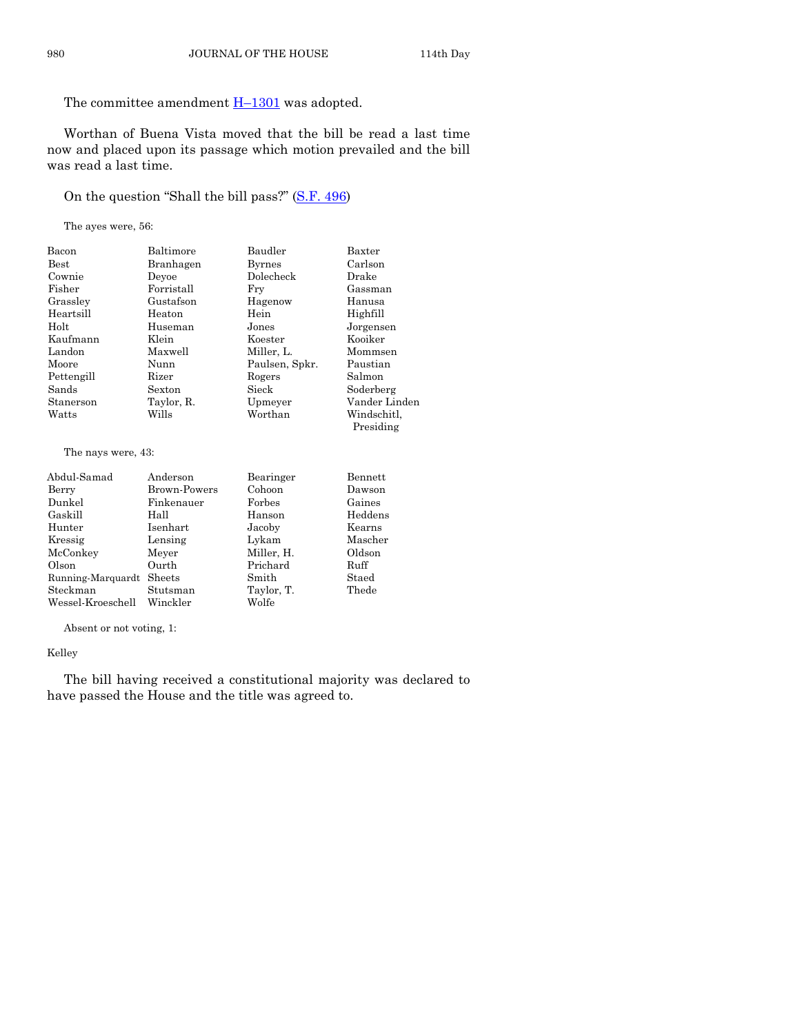The committee amendment H–1301 was adopted.

Worthan of Buena Vista moved that the bill be read a last time now and placed upon its passage which motion prevailed and the bill was read a last time.

On the question "Shall the bill pass?" (S.F. 496)

The ayes were, 56:

| | | | |
|---|---|---|---|
| Bacon | Baltimore | Baudler | Baxter |
| Best | Branhagen | Byrnes | Carlson |
| Cownie | Deyoe | Dolecheck | Drake |
| Fisher | Forristall | Fry | Gassman |
| Grassley | Gustafson | Hagenow | Hanusa |
| Heartsill | Heaton | Hein | Highfill |
| Holt | Huseman | Jones | Jorgensen |
| Kaufmann | Klein | Koester | Kooiker |
| Landon | Maxwell | Miller, L. | Mommsen |
| Moore | Nunn | Paulsen, Spkr. | Paustian |
| Pettengill | Rizer | Rogers | Salmon |
| Sands | Sexton | Sieck | Soderberg |
| Stanerson | Taylor, R. | Upmeyer | Vander Linden |
| Watts | Wills | Worthan | Windschitl, Presiding |

The nays were, 43:

| | | | |
|---|---|---|---|
| Abdul-Samad | Anderson | Bearinger | Bennett |
| Berry | Brown-Powers | Cohoon | Dawson |
| Dunkel | Finkenauer | Forbes | Gaines |
| Gaskill | Hall | Hanson | Heddens |
| Hunter | Isenhart | Jacoby | Kearns |
| Kressig | Lensing | Lykam | Mascher |
| McConkey | Meyer | Miller, H. | Oldson |
| Olson | Ourth | Prichard | Ruff |
| Running-Marquardt | Sheets | Smith | Staed |
| Steckman | Stutsman | Taylor, T. | Thede |
| Wessel-Kroeschell | Winckler | Wolfe | |

Absent or not voting, 1:

Kelley

The bill having received a constitutional majority was declared to have passed the House and the title was agreed to.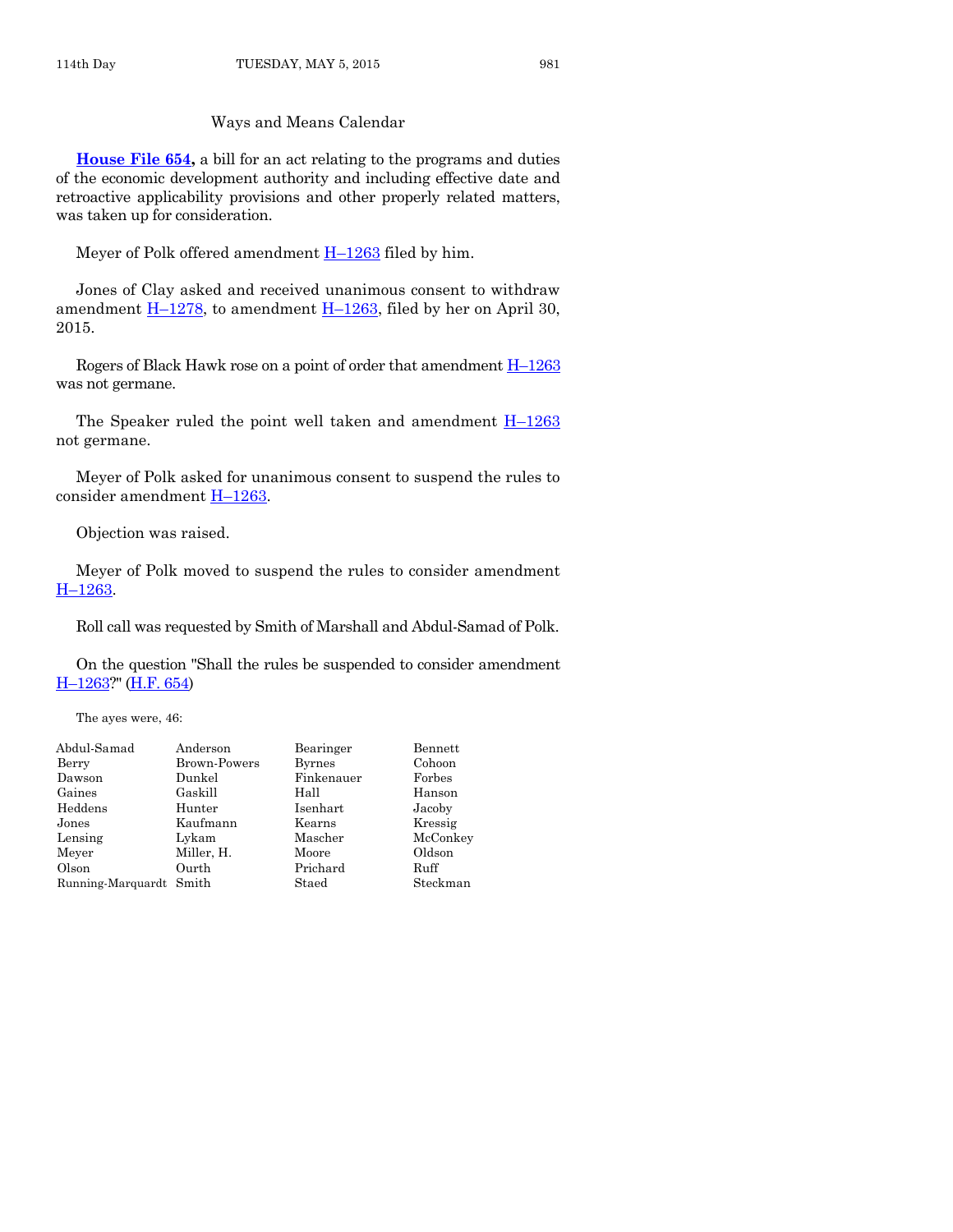## Ways and Means Calendar

**House File 654,** a bill for an act relating to the programs and duties of the economic development authority and including effective date and retroactive applicability provisions and other properly related matters, was taken up for consideration.

Meyer of Polk offered amendment H–1263 filed by him.

Jones of Clay asked and received unanimous consent to withdraw amendment H–1278, to amendment H–1263, filed by her on April 30, 2015.

Rogers of Black Hawk rose on a point of order that amendment H–1263 was not germane.

The Speaker ruled the point well taken and amendment H–1263 not germane.

Meyer of Polk asked for unanimous consent to suspend the rules to consider amendment H–1263.

Objection was raised.

Meyer of Polk moved to suspend the rules to consider amendment H–1263.

Roll call was requested by Smith of Marshall and Abdul-Samad of Polk.

On the question "Shall the rules be suspended to consider amendment H–1263?" (H.F. 654)

The ayes were, 46:

| | | | |
|---|---|---|---|
| Abdul-Samad | Anderson | Bearinger | Bennett |
| Berry | Brown-Powers | Byrnes | Cohoon |
| Dawson | Dunkel | Finkenauer | Forbes |
| Gaines | Gaskill | Hall | Hanson |
| Heddens | Hunter | Isenhart | Jacoby |
| Jones | Kaufmann | Kearns | Kressig |
| Lensing | Lykam | Mascher | McConkey |
| Meyer | Miller, H. | Moore | Oldson |
| Olson | Ourth | Prichard | Ruff |
| Running-Marquardt | Smith | Staed | Steckman |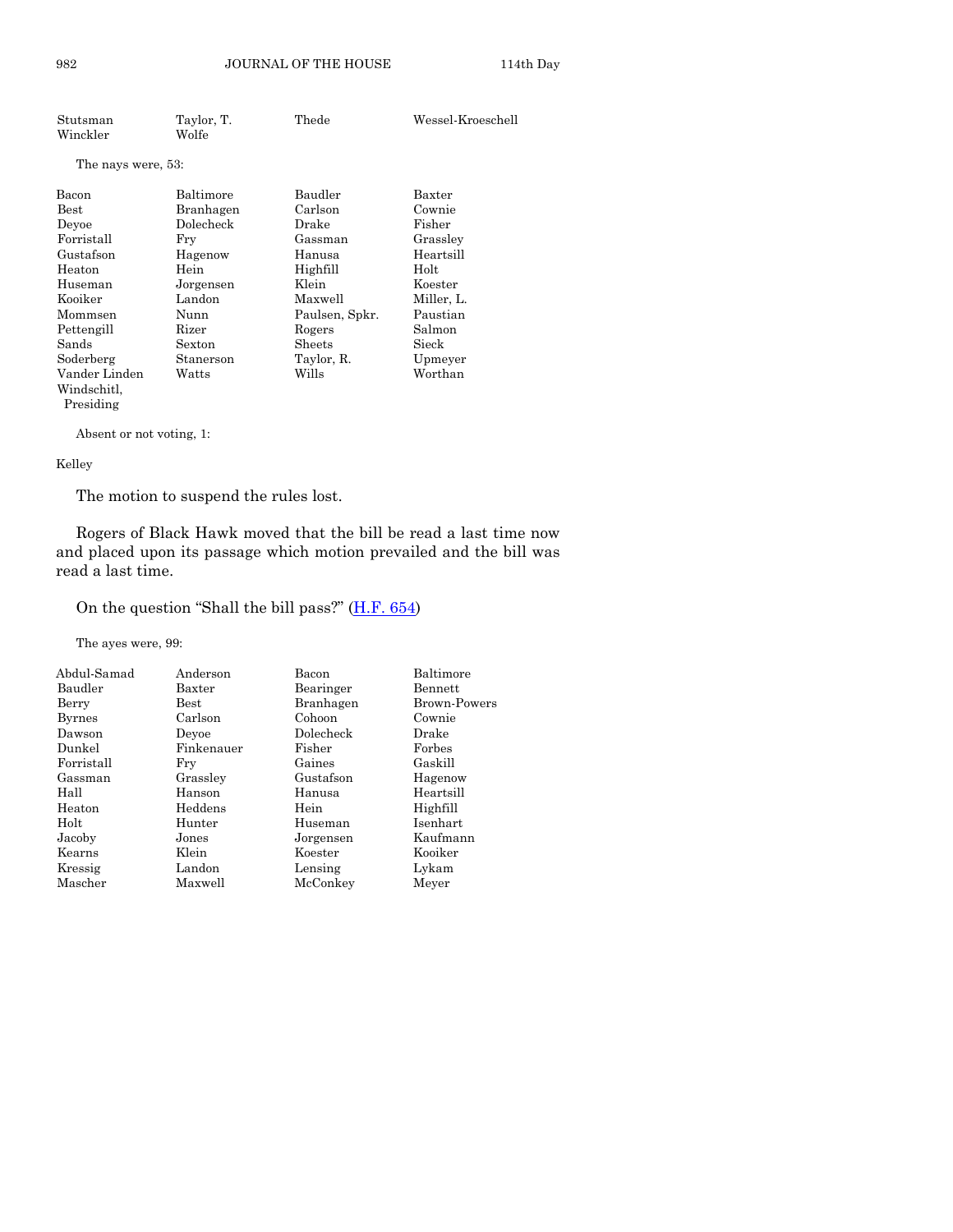| | | | |
|---|---|---|---|
| Stutsman | Taylor, T. | Thede | Wessel-Kroeschell |
| Winckler | Wolfe | | |

The nays were, 53:

| | | | |
|---|---|---|---|
| Bacon | Baltimore | Baudler | Baxter |
| Best | Branhagen | Carlson | Cownie |
| Deyoe | Dolecheck | Drake | Fisher |
| Forristall | Fry | Gassman | Grassley |
| Gustafson | Hagenow | Hanusa | Heartsill |
| Heaton | Hein | Highfill | Holt |
| Huseman | Jorgensen | Klein | Koester |
| Kooiker | Landon | Maxwell | Miller, L. |
| Mommsen | Nunn | Paulsen, Spkr. | Paustian |
| Pettengill | Rizer | Rogers | Salmon |
| Sands | Sexton | Sheets | Sieck |
| Soderberg | Stanerson | Taylor, R. | Upmeyer |
| Vander Linden | Watts | Wills | Worthan |
| Windschitl, Presiding | | | |

Absent or not voting, 1:

Kelley

The motion to suspend the rules lost.

Rogers of Black Hawk moved that the bill be read a last time now and placed upon its passage which motion prevailed and the bill was read a last time.

On the question "Shall the bill pass?" (H.F. 654)

The ayes were, 99:

| | | | |
|---|---|---|---|
| Abdul-Samad | Anderson | Bacon | Baltimore |
| Baudler | Baxter | Bearinger | Bennett |
| Berry | Best | Branhagen | Brown-Powers |
| Byrnes | Carlson | Cohoon | Cownie |
| Dawson | Deyoe | Dolecheck | Drake |
| Dunkel | Finkenauer | Fisher | Forbes |
| Forristall | Fry | Gaines | Gaskill |
| Gassman | Grassley | Gustafson | Hagenow |
| Hall | Hanson | Hanusa | Heartsill |
| Heaton | Heddens | Hein | Highfill |
| Holt | Hunter | Huseman | Isenhart |
| Jacoby | Jones | Jorgensen | Kaufmann |
| Kearns | Klein | Koester | Kooiker |
| Kressig | Landon | Lensing | Lykam |
| Mascher | Maxwell | McConkey | Meyer |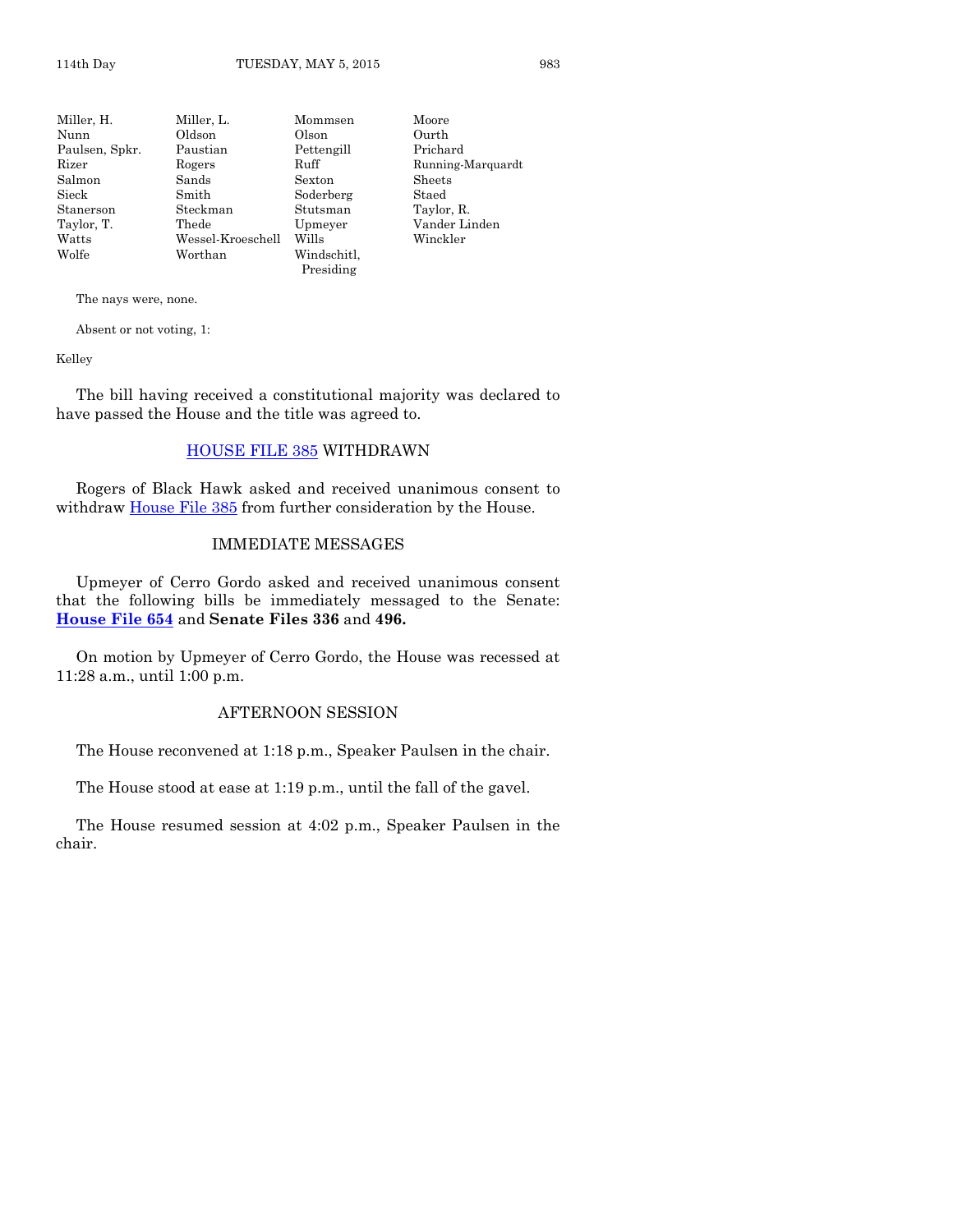| | | | |
|---|---|---|---|
| Miller, H. | Miller, L. | Mommsen | Moore |
| Nunn | Oldson | Olson | Ourth |
| Paulsen, Spkr. | Paustian | Pettengill | Prichard |
| Rizer | Rogers | Ruff | Running-Marquardt |
| Salmon | Sands | Sexton | Sheets |
| Sieck | Smith | Soderberg | Staed |
| Stanerson | Steckman | Stutsman | Taylor, R. |
| Taylor, T. | Thede | Upmeyer | Vander Linden |
| Watts | Wessel-Kroeschell | Wills | Winckler |
| Wolfe | Worthan | Windschitl, Presiding | |

The nays were, none.

Absent or not voting, 1:

Kelley

The bill having received a constitutional majority was declared to have passed the House and the title was agreed to.

## HOUSE FILE 385 WITHDRAWN

Rogers of Black Hawk asked and received unanimous consent to withdraw House File 385 from further consideration by the House.

## IMMEDIATE MESSAGES

Upmeyer of Cerro Gordo asked and received unanimous consent that the following bills be immediately messaged to the Senate: **House File 654** and **Senate Files 336** and **496.**

On motion by Upmeyer of Cerro Gordo, the House was recessed at 11:28 a.m., until 1:00 p.m.

## AFTERNOON SESSION

The House reconvened at 1:18 p.m., Speaker Paulsen in the chair.

The House stood at ease at 1:19 p.m., until the fall of the gavel.

The House resumed session at 4:02 p.m., Speaker Paulsen in the chair.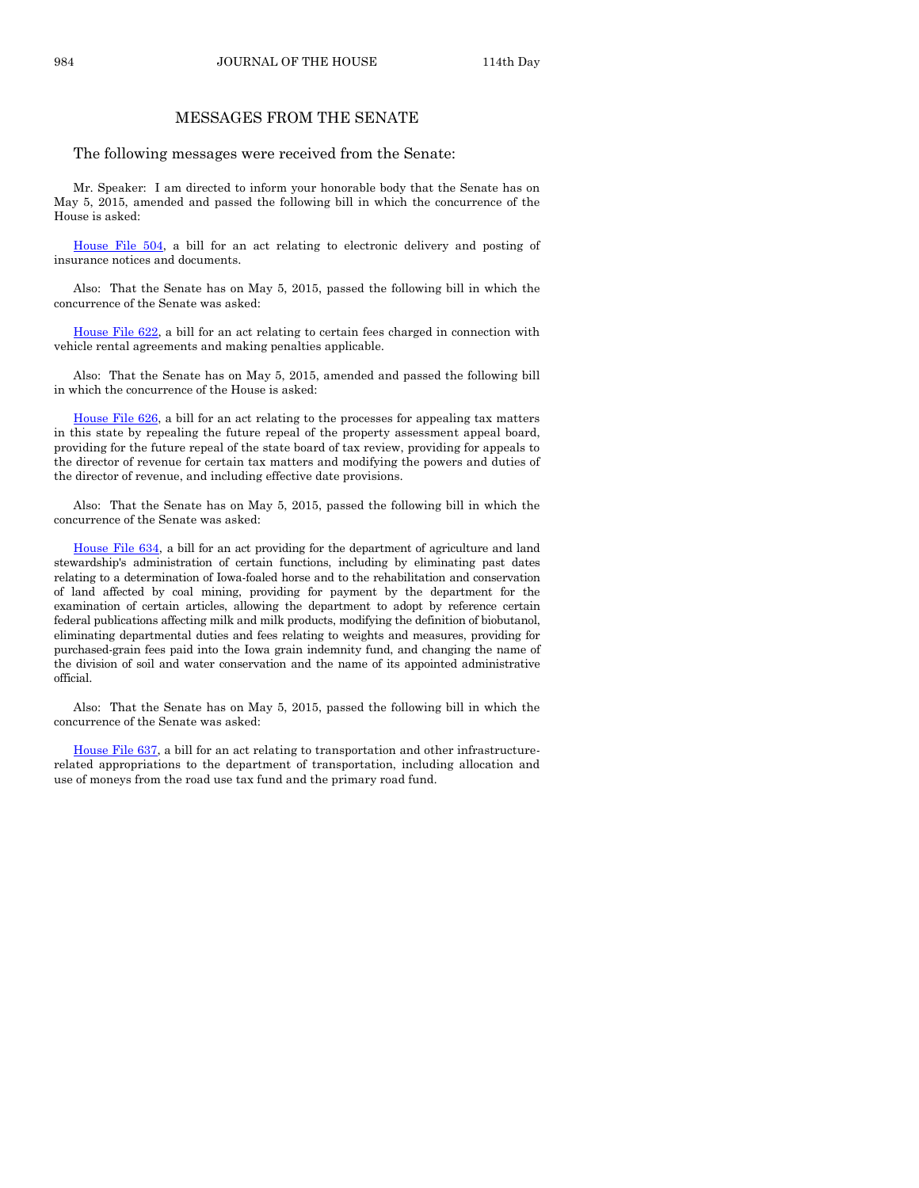## MESSAGES FROM THE SENATE

The following messages were received from the Senate:

Mr. Speaker: I am directed to inform your honorable body that the Senate has on May 5, 2015, amended and passed the following bill in which the concurrence of the House is asked:

House File 504, a bill for an act relating to electronic delivery and posting of insurance notices and documents.

Also: That the Senate has on May 5, 2015, passed the following bill in which the concurrence of the Senate was asked:

House File 622, a bill for an act relating to certain fees charged in connection with vehicle rental agreements and making penalties applicable.

Also: That the Senate has on May 5, 2015, amended and passed the following bill in which the concurrence of the House is asked:

House File 626, a bill for an act relating to the processes for appealing tax matters in this state by repealing the future repeal of the property assessment appeal board, providing for the future repeal of the state board of tax review, providing for appeals to the director of revenue for certain tax matters and modifying the powers and duties of the director of revenue, and including effective date provisions.

Also: That the Senate has on May 5, 2015, passed the following bill in which the concurrence of the Senate was asked:

House File 634, a bill for an act providing for the department of agriculture and land stewardship's administration of certain functions, including by eliminating past dates relating to a determination of Iowa-foaled horse and to the rehabilitation and conservation of land affected by coal mining, providing for payment by the department for the examination of certain articles, allowing the department to adopt by reference certain federal publications affecting milk and milk products, modifying the definition of biobutanol, eliminating departmental duties and fees relating to weights and measures, providing for purchased-grain fees paid into the Iowa grain indemnity fund, and changing the name of the division of soil and water conservation and the name of its appointed administrative official.

Also: That the Senate has on May 5, 2015, passed the following bill in which the concurrence of the Senate was asked:

House File 637, a bill for an act relating to transportation and other infrastructure-related appropriations to the department of transportation, including allocation and use of moneys from the road use tax fund and the primary road fund.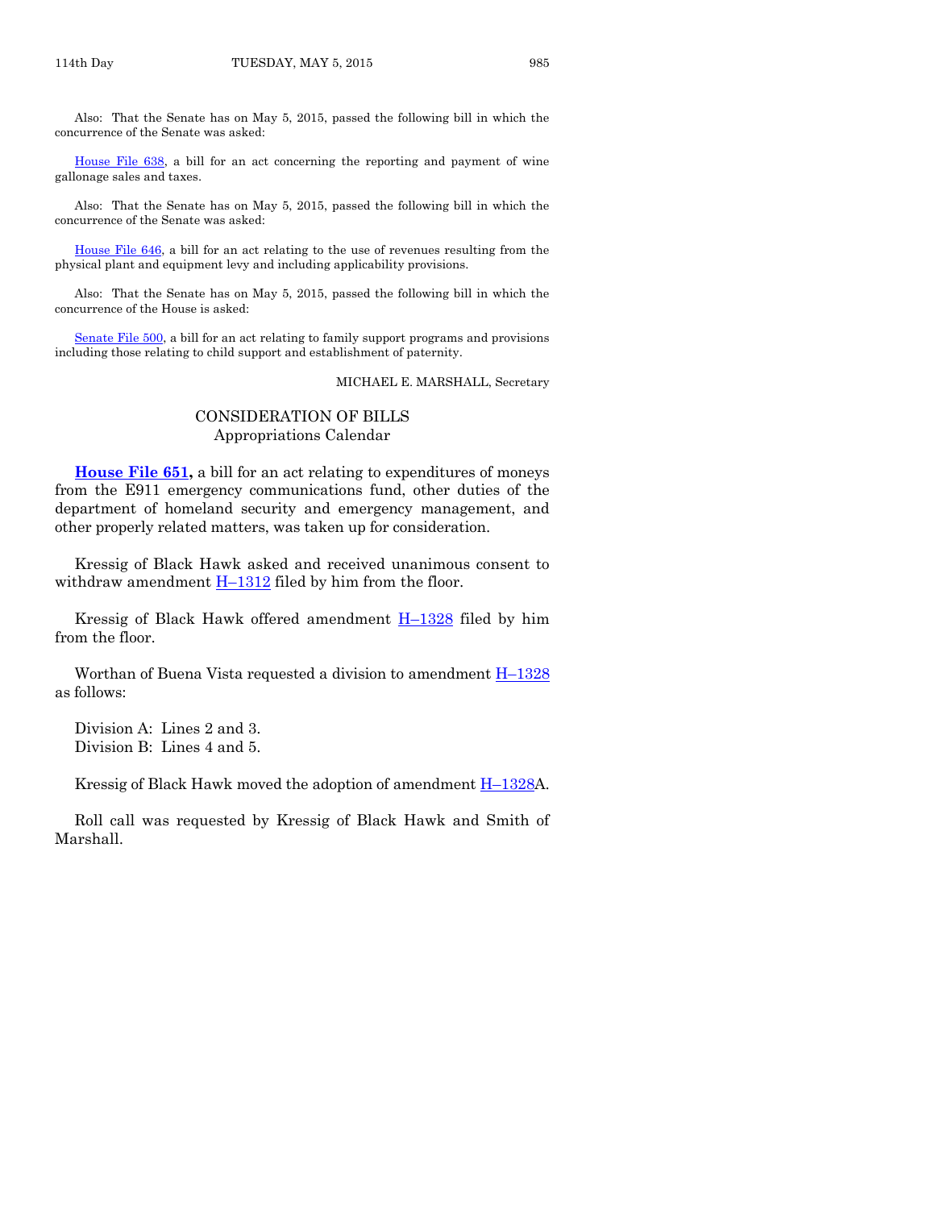Also: That the Senate has on May 5, 2015, passed the following bill in which the concurrence of the Senate was asked:

House File 638, a bill for an act concerning the reporting and payment of wine gallonage sales and taxes.

Also: That the Senate has on May 5, 2015, passed the following bill in which the concurrence of the Senate was asked:

House File 646, a bill for an act relating to the use of revenues resulting from the physical plant and equipment levy and including applicability provisions.

Also: That the Senate has on May 5, 2015, passed the following bill in which the concurrence of the House is asked:

Senate File 500, a bill for an act relating to family support programs and provisions including those relating to child support and establishment of paternity.

MICHAEL E. MARSHALL, Secretary

## CONSIDERATION OF BILLS
### Appropriations Calendar

**House File 651,** a bill for an act relating to expenditures of moneys from the E911 emergency communications fund, other duties of the department of homeland security and emergency management, and other properly related matters, was taken up for consideration.

Kressig of Black Hawk asked and received unanimous consent to withdraw amendment H–1312 filed by him from the floor.

Kressig of Black Hawk offered amendment H–1328 filed by him from the floor.

Worthan of Buena Vista requested a division to amendment H–1328 as follows:

Division A: Lines 2 and 3.
Division B: Lines 4 and 5.

Kressig of Black Hawk moved the adoption of amendment H–1328A.

Roll call was requested by Kressig of Black Hawk and Smith of Marshall.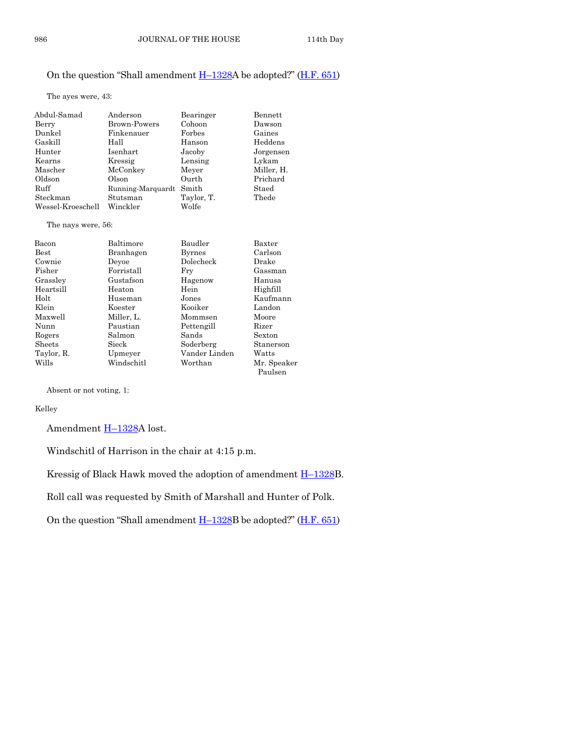On the question "Shall amendment H–1328A be adopted?" (H.F. 651)

The ayes were, 43:

| | | | |
|---|---|---|---|
| Abdul-Samad | Anderson | Bearinger | Bennett |
| Berry | Brown-Powers | Cohoon | Dawson |
| Dunkel | Finkenauer | Forbes | Gaines |
| Gaskill | Hall | Hanson | Heddens |
| Hunter | Isenhart | Jacoby | Jorgensen |
| Kearns | Kressig | Lensing | Lykam |
| Mascher | McConkey | Meyer | Miller, H. |
| Oldson | Olson | Ourth | Prichard |
| Ruff | Running-Marquardt | Smith | Staed |
| Steckman | Stutsman | Taylor, T. | Thede |
| Wessel-Kroeschell | Winckler | Wolfe | |

The nays were, 56:

| | | | |
|---|---|---|---|
| Bacon | Baltimore | Baudler | Baxter |
| Best | Branhagen | Byrnes | Carlson |
| Cownie | Deyoe | Dolecheck | Drake |
| Fisher | Forristall | Fry | Gassman |
| Grassley | Gustafson | Hagenow | Hanusa |
| Heartsill | Heaton | Hein | Highfill |
| Holt | Huseman | Jones | Kaufmann |
| Klein | Koester | Kooiker | Landon |
| Maxwell | Miller, L. | Mommsen | Moore |
| Nunn | Paustian | Pettengill | Rizer |
| Rogers | Salmon | Sands | Sexton |
| Sheets | Sieck | Soderberg | Stanerson |
| Taylor, R. | Upmeyer | Vander Linden | Watts |
| Wills | Windschitl | Worthan | Mr. Speaker Paulsen |

Absent or not voting, 1:

Kelley

Amendment H–1328A lost.

Windschitl of Harrison in the chair at 4:15 p.m.

Kressig of Black Hawk moved the adoption of amendment H–1328B.

Roll call was requested by Smith of Marshall and Hunter of Polk.

On the question "Shall amendment H–1328B be adopted?" (H.F. 651)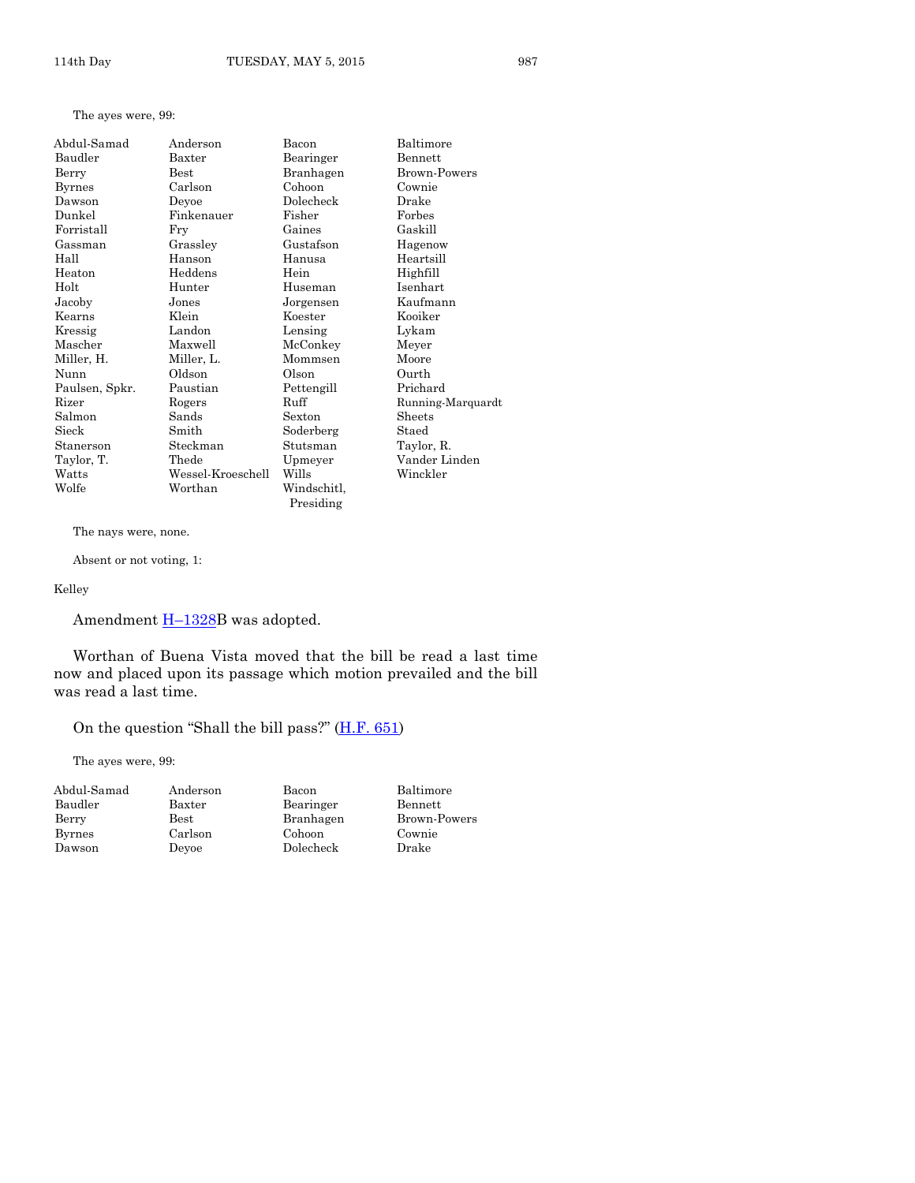The ayes were, 99:

| | | | |
|---|---|---|---|
| Abdul-Samad | Anderson | Bacon | Baltimore |
| Baudler | Baxter | Bearinger | Bennett |
| Berry | Best | Branhagen | Brown-Powers |
| Byrnes | Carlson | Cohoon | Cownie |
| Dawson | Deyoe | Dolecheck | Drake |
| Dunkel | Finkenauer | Fisher | Forbes |
| Forristall | Fry | Gaines | Gaskill |
| Gassman | Grassley | Gustafson | Hagenow |
| Hall | Hanson | Hanusa | Heartsill |
| Heaton | Heddens | Hein | Highfill |
| Holt | Hunter | Huseman | Isenhart |
| Jacoby | Jones | Jorgensen | Kaufmann |
| Kearns | Klein | Koester | Kooiker |
| Kressig | Landon | Lensing | Lykam |
| Mascher | Maxwell | McConkey | Meyer |
| Miller, H. | Miller, L. | Mommsen | Moore |
| Nunn | Oldson | Olson | Ourth |
| Paulsen, Spkr. | Paustian | Pettengill | Prichard |
| Rizer | Rogers | Ruff | Running-Marquardt |
| Salmon | Sands | Sexton | Sheets |
| Sieck | Smith | Soderberg | Staed |
| Stanerson | Steckman | Stutsman | Taylor, R. |
| Taylor, T. | Thede | Upmeyer | Vander Linden |
| Watts | Wessel-Kroeschell | Wills | Winckler |
| Wolfe | Worthan | Windschitl, Presiding | |

The nays were, none.

Absent or not voting, 1:

Kelley

Amendment H–1328B was adopted.

Worthan of Buena Vista moved that the bill be read a last time now and placed upon its passage which motion prevailed and the bill was read a last time.

On the question "Shall the bill pass?" (H.F. 651)

The ayes were, 99:

| | | | |
|---|---|---|---|
| Abdul-Samad | Anderson | Bacon | Baltimore |
| Baudler | Baxter | Bearinger | Bennett |
| Berry | Best | Branhagen | Brown-Powers |
| Byrnes | Carlson | Cohoon | Cownie |
| Dawson | Deyoe | Dolecheck | Drake |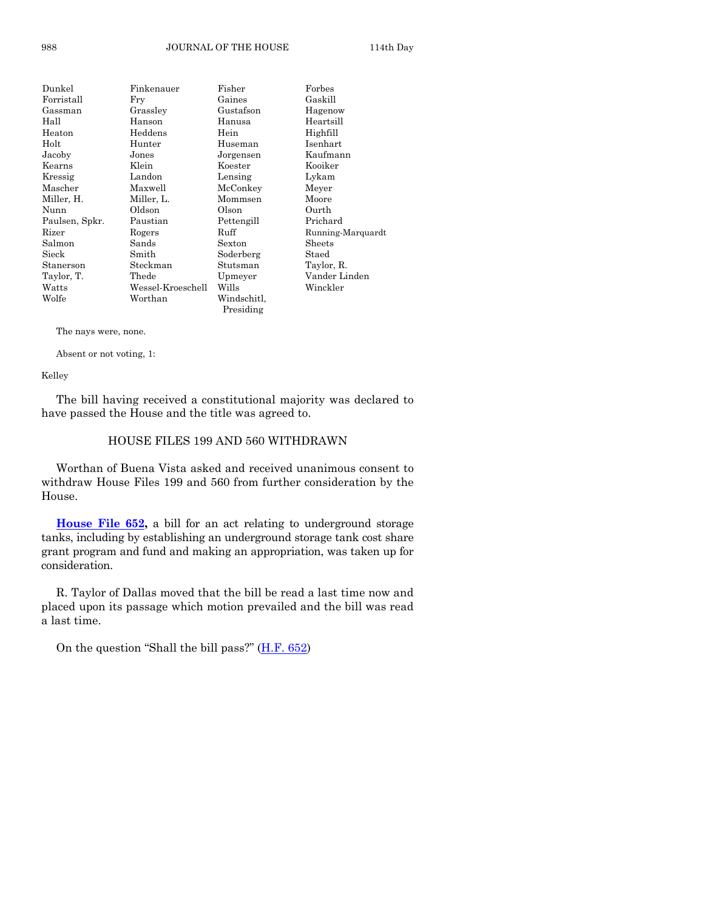| | | | |
|---|---|---|---|
| Dunkel | Finkenauer | Fisher | Forbes |
| Forristall | Fry | Gaines | Gaskill |
| Gassman | Grassley | Gustafson | Hagenow |
| Hall | Hanson | Hanusa | Heartsill |
| Heaton | Heddens | Hein | Highfill |
| Holt | Hunter | Huseman | Isenhart |
| Jacoby | Jones | Jorgensen | Kaufmann |
| Kearns | Klein | Koester | Kooiker |
| Kressig | Landon | Lensing | Lykam |
| Mascher | Maxwell | McConkey | Meyer |
| Miller, H. | Miller, L. | Mommsen | Moore |
| Nunn | Oldson | Olson | Ourth |
| Paulsen, Spkr. | Paustian | Pettengill | Prichard |
| Rizer | Rogers | Ruff | Running-Marquardt |
| Salmon | Sands | Sexton | Sheets |
| Sieck | Smith | Soderberg | Staed |
| Stanerson | Steckman | Stutsman | Taylor, R. |
| Taylor, T. | Thede | Upmeyer | Vander Linden |
| Watts | Wessel-Kroeschell | Wills | Winckler |
| Wolfe | Worthan | Windschitl, Presiding | |

The nays were, none.

Absent or not voting, 1:

Kelley

The bill having received a constitutional majority was declared to have passed the House and the title was agreed to.

## HOUSE FILES 199 AND 560 WITHDRAWN

Worthan of Buena Vista asked and received unanimous consent to withdraw House Files 199 and 560 from further consideration by the House.

**House File 652,** a bill for an act relating to underground storage tanks, including by establishing an underground storage tank cost share grant program and fund and making an appropriation, was taken up for consideration.

R. Taylor of Dallas moved that the bill be read a last time now and placed upon its passage which motion prevailed and the bill was read a last time.

On the question "Shall the bill pass?" (H.F. 652)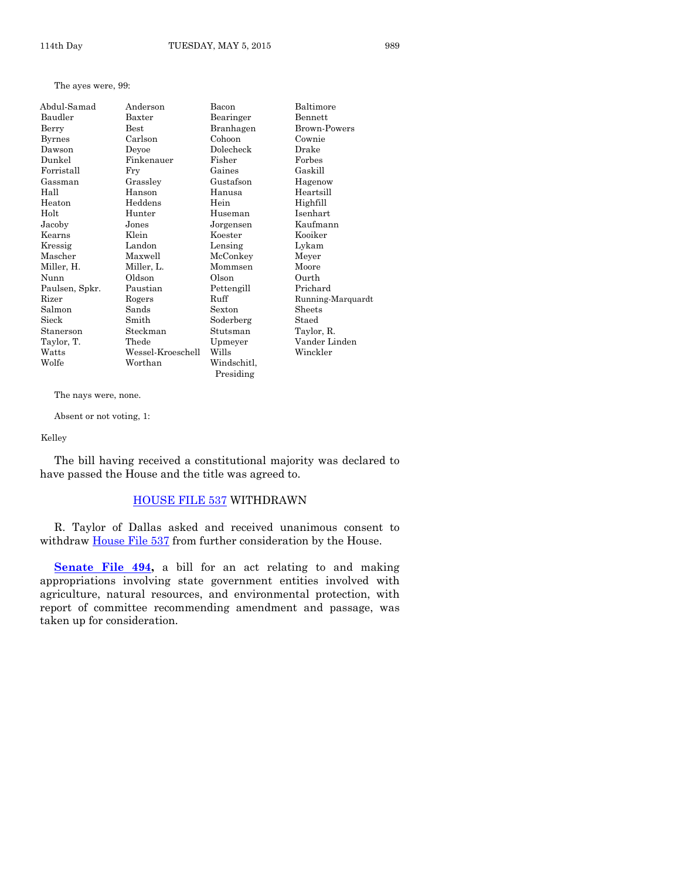The ayes were, 99:

| | | | |
|---|---|---|---|
| Abdul-Samad | Anderson | Bacon | Baltimore |
| Baudler | Baxter | Bearinger | Bennett |
| Berry | Best | Branhagen | Brown-Powers |
| Byrnes | Carlson | Cohoon | Cownie |
| Dawson | Deyoe | Dolecheck | Drake |
| Dunkel | Finkenauer | Fisher | Forbes |
| Forristall | Fry | Gaines | Gaskill |
| Gassman | Grassley | Gustafson | Hagenow |
| Hall | Hanson | Hanusa | Heartsill |
| Heaton | Heddens | Hein | Highfill |
| Holt | Hunter | Huseman | Isenhart |
| Jacoby | Jones | Jorgensen | Kaufmann |
| Kearns | Klein | Koester | Kooiker |
| Kressig | Landon | Lensing | Lykam |
| Mascher | Maxwell | McConkey | Meyer |
| Miller, H. | Miller, L. | Mommsen | Moore |
| Nunn | Oldson | Olson | Ourth |
| Paulsen, Spkr. | Paustian | Pettengill | Prichard |
| Rizer | Rogers | Ruff | Running-Marquardt |
| Salmon | Sands | Sexton | Sheets |
| Sieck | Smith | Soderberg | Staed |
| Stanerson | Steckman | Stutsman | Taylor, R. |
| Taylor, T. | Thede | Upmeyer | Vander Linden |
| Watts | Wessel-Kroeschell | Wills | Winckler |
| Wolfe | Worthan | Windschitl, Presiding | |

The nays were, none.

Absent or not voting, 1:

Kelley

The bill having received a constitutional majority was declared to have passed the House and the title was agreed to.

## HOUSE FILE 537 WITHDRAWN

R. Taylor of Dallas asked and received unanimous consent to withdraw House File 537 from further consideration by the House.

**Senate File 494,** a bill for an act relating to and making appropriations involving state government entities involved with agriculture, natural resources, and environmental protection, with report of committee recommending amendment and passage, was taken up for consideration.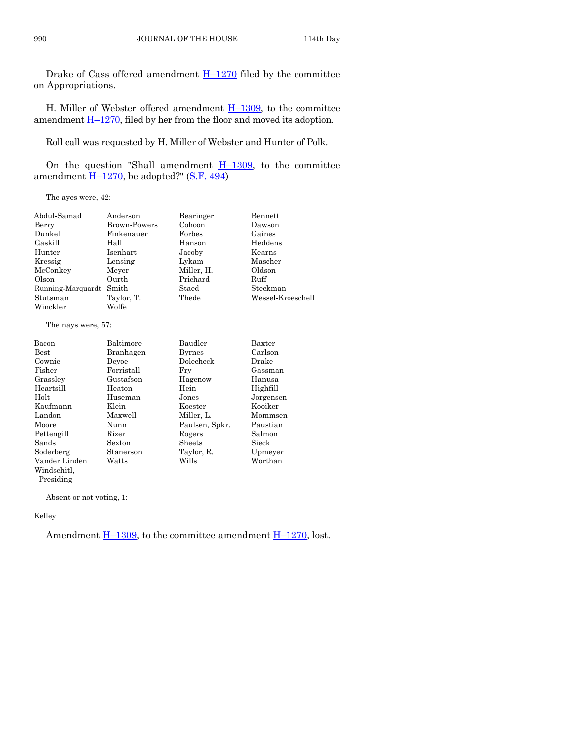Drake of Cass offered amendment H–1270 filed by the committee on Appropriations.

H. Miller of Webster offered amendment H–1309, to the committee amendment H–1270, filed by her from the floor and moved its adoption.

Roll call was requested by H. Miller of Webster and Hunter of Polk.

On the question "Shall amendment H–1309, to the committee amendment H–1270, be adopted?" (S.F. 494)

The ayes were, 42:

| | | | |
|---|---|---|---|
| Abdul-Samad | Anderson | Bearinger | Bennett |
| Berry | Brown-Powers | Cohoon | Dawson |
| Dunkel | Finkenauer | Forbes | Gaines |
| Gaskill | Hall | Hanson | Heddens |
| Hunter | Isenhart | Jacoby | Kearns |
| Kressig | Lensing | Lykam | Mascher |
| McConkey | Meyer | Miller, H. | Oldson |
| Olson | Ourth | Prichard | Ruff |
| Running-Marquardt | Smith | Staed | Steckman |
| Stutsman | Taylor, T. | Thede | Wessel-Kroeschell |
| Winckler | Wolfe | | |

The nays were, 57:

| | | | |
|---|---|---|---|
| Bacon | Baltimore | Baudler | Baxter |
| Best | Branhagen | Byrnes | Carlson |
| Cownie | Deyoe | Dolecheck | Drake |
| Fisher | Forristall | Fry | Gassman |
| Grassley | Gustafson | Hagenow | Hanusa |
| Heartsill | Heaton | Hein | Highfill |
| Holt | Huseman | Jones | Jorgensen |
| Kaufmann | Klein | Koester | Kooiker |
| Landon | Maxwell | Miller, L. | Mommsen |
| Moore | Nunn | Paulsen, Spkr. | Paustian |
| Pettengill | Rizer | Rogers | Salmon |
| Sands | Sexton | Sheets | Sieck |
| Soderberg | Stanerson | Taylor, R. | Upmeyer |
| Vander Linden | Watts | Wills | Worthan |
| Windschitl, Presiding | | | |

Absent or not voting, 1:

Kelley

Amendment H–1309, to the committee amendment H–1270, lost.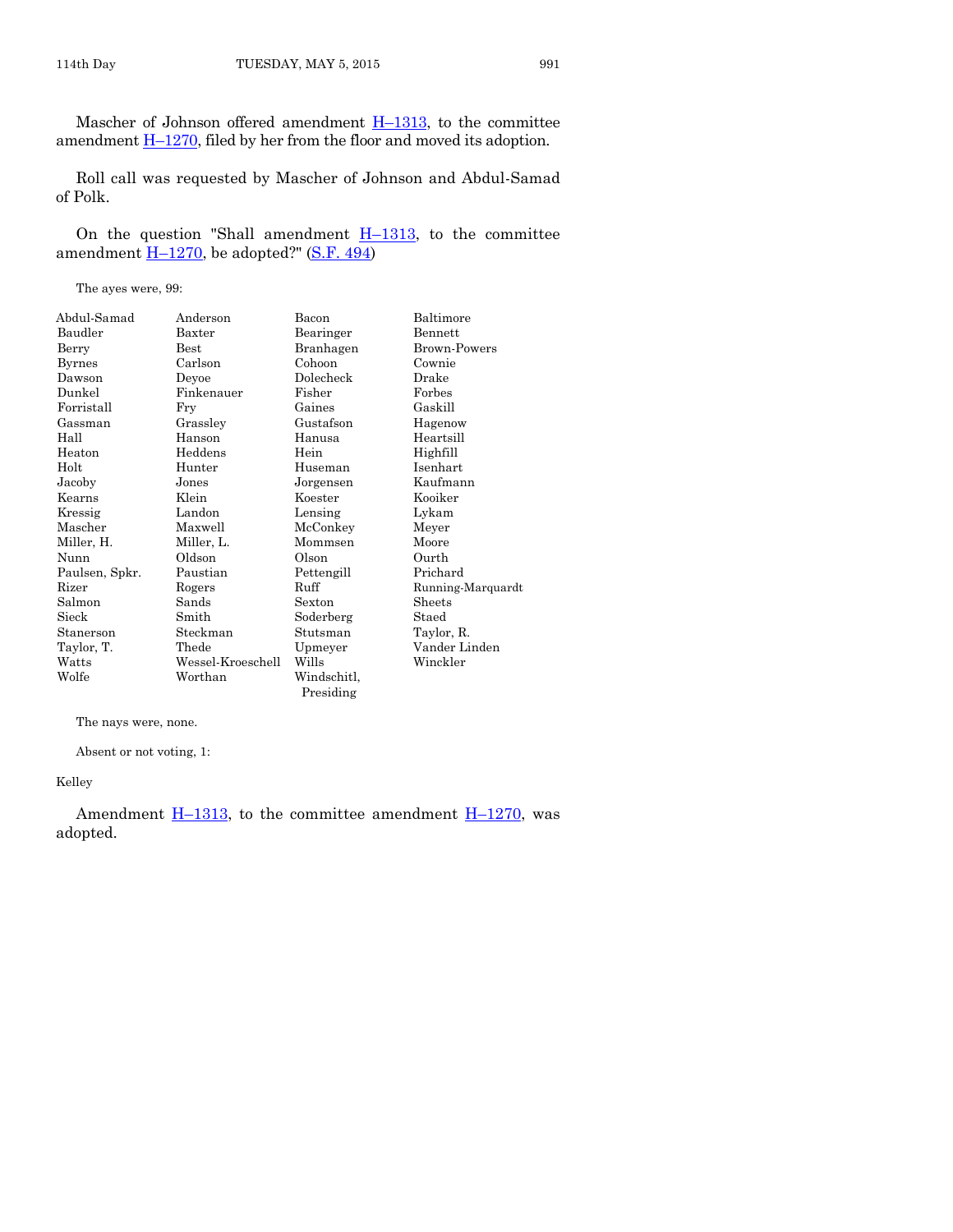Mascher of Johnson offered amendment H–1313, to the committee amendment H–1270, filed by her from the floor and moved its adoption.

Roll call was requested by Mascher of Johnson and Abdul-Samad of Polk.

On the question "Shall amendment H–1313, to the committee amendment H–1270, be adopted?" (S.F. 494)

The ayes were, 99:

| | | | |
|---|---|---|---|
| Abdul-Samad | Anderson | Bacon | Baltimore |
| Baudler | Baxter | Bearinger | Bennett |
| Berry | Best | Branhagen | Brown-Powers |
| Byrnes | Carlson | Cohoon | Cownie |
| Dawson | Deyoe | Dolecheck | Drake |
| Dunkel | Finkenauer | Fisher | Forbes |
| Forristall | Fry | Gaines | Gaskill |
| Gassman | Grassley | Gustafson | Hagenow |
| Hall | Hanson | Hanusa | Heartsill |
| Heaton | Heddens | Hein | Highfill |
| Holt | Hunter | Huseman | Isenhart |
| Jacoby | Jones | Jorgensen | Kaufmann |
| Kearns | Klein | Koester | Kooiker |
| Kressig | Landon | Lensing | Lykam |
| Mascher | Maxwell | McConkey | Meyer |
| Miller, H. | Miller, L. | Mommsen | Moore |
| Nunn | Oldson | Olson | Ourth |
| Paulsen, Spkr. | Paustian | Pettengill | Prichard |
| Rizer | Rogers | Ruff | Running-Marquardt |
| Salmon | Sands | Sexton | Sheets |
| Sieck | Smith | Soderberg | Staed |
| Stanerson | Steckman | Stutsman | Taylor, R. |
| Taylor, T. | Thede | Upmeyer | Vander Linden |
| Watts | Wessel-Kroeschell | Wills | Winckler |
| Wolfe | Worthan | Windschitl, Presiding | |

The nays were, none.

Absent or not voting, 1:

Kelley

Amendment H–1313, to the committee amendment H–1270, was adopted.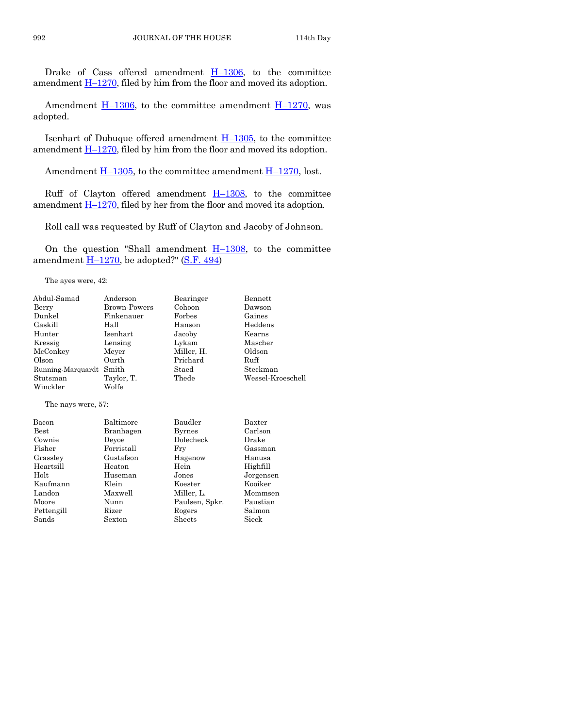Drake of Cass offered amendment H–1306, to the committee amendment H–1270, filed by him from the floor and moved its adoption.

Amendment H–1306, to the committee amendment H–1270, was adopted.

Isenhart of Dubuque offered amendment H–1305, to the committee amendment H–1270, filed by him from the floor and moved its adoption.

Amendment H–1305, to the committee amendment H–1270, lost.

Ruff of Clayton offered amendment H–1308, to the committee amendment H–1270, filed by her from the floor and moved its adoption.

Roll call was requested by Ruff of Clayton and Jacoby of Johnson.

On the question "Shall amendment H–1308, to the committee amendment H–1270, be adopted?" (S.F. 494)

The ayes were, 42:

| | | | |
|---|---|---|---|
| Abdul-Samad | Anderson | Bearinger | Bennett |
| Berry | Brown-Powers | Cohoon | Dawson |
| Dunkel | Finkenauer | Forbes | Gaines |
| Gaskill | Hall | Hanson | Heddens |
| Hunter | Isenhart | Jacoby | Kearns |
| Kressig | Lensing | Lykam | Mascher |
| McConkey | Meyer | Miller, H. | Oldson |
| Olson | Ourth | Prichard | Ruff |
| Running-Marquardt | Smith | Staed | Steckman |
| Stutsman | Taylor, T. | Thede | Wessel-Kroeschell |
| Winckler | Wolfe | | |

The nays were, 57:

| | | | |
|---|---|---|---|
| Bacon | Baltimore | Baudler | Baxter |
| Best | Branhagen | Byrnes | Carlson |
| Cownie | Deyoe | Dolecheck | Drake |
| Fisher | Forristall | Fry | Gassman |
| Grassley | Gustafson | Hagenow | Hanusa |
| Heartsill | Heaton | Hein | Highfill |
| Holt | Huseman | Jones | Jorgensen |
| Kaufmann | Klein | Koester | Kooiker |
| Landon | Maxwell | Miller, L. | Mommsen |
| Moore | Nunn | Paulsen, Spkr. | Paustian |
| Pettengill | Rizer | Rogers | Salmon |
| Sands | Sexton | Sheets | Sieck |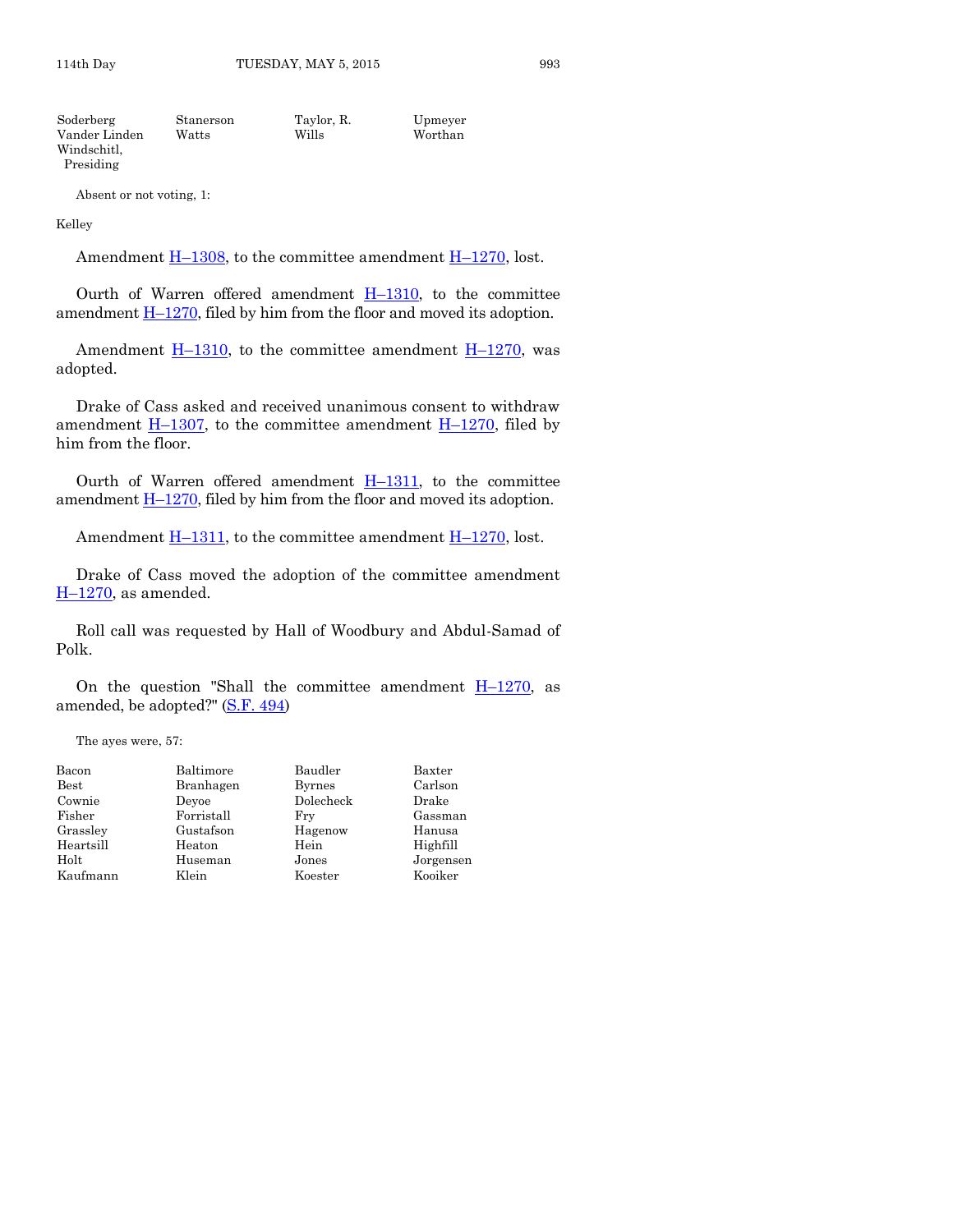| | | | |
|---|---|---|---|
| Soderberg | Stanerson | Taylor, R. | Upmeyer |
| Vander Linden | Watts | Wills | Worthan |
| Windschitl, Presiding | | | |

Absent or not voting, 1:

Kelley

Amendment H–1308, to the committee amendment H–1270, lost.

Ourth of Warren offered amendment H–1310, to the committee amendment H–1270, filed by him from the floor and moved its adoption.

Amendment H–1310, to the committee amendment H–1270, was adopted.

Drake of Cass asked and received unanimous consent to withdraw amendment H–1307, to the committee amendment H–1270, filed by him from the floor.

Ourth of Warren offered amendment H–1311, to the committee amendment H–1270, filed by him from the floor and moved its adoption.

Amendment H–1311, to the committee amendment H–1270, lost.

Drake of Cass moved the adoption of the committee amendment H–1270, as amended.

Roll call was requested by Hall of Woodbury and Abdul-Samad of Polk.

On the question "Shall the committee amendment H–1270, as amended, be adopted?" (S.F. 494)

The ayes were, 57:

| | | | |
|---|---|---|---|
| Bacon | Baltimore | Baudler | Baxter |
| Best | Branhagen | Byrnes | Carlson |
| Cownie | Deyoe | Dolecheck | Drake |
| Fisher | Forristall | Fry | Gassman |
| Grassley | Gustafson | Hagenow | Hanusa |
| Heartsill | Heaton | Hein | Highfill |
| Holt | Huseman | Jones | Jorgensen |
| Kaufmann | Klein | Koester | Kooiker |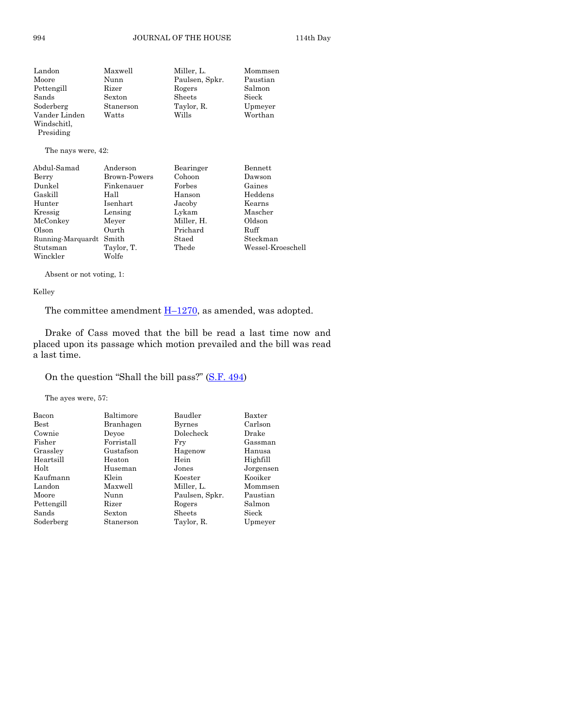| | | | |
|---|---|---|---|
| Landon | Maxwell | Miller, L. | Mommsen |
| Moore | Nunn | Paulsen, Spkr. | Paustian |
| Pettengill | Rizer | Rogers | Salmon |
| Sands | Sexton | Sheets | Sieck |
| Soderberg | Stanerson | Taylor, R. | Upmeyer |
| Vander Linden | Watts | Wills | Worthan |
| Windschitl, Presiding | | | |

The nays were, 42:

| | | | |
|---|---|---|---|
| Abdul-Samad | Anderson | Bearinger | Bennett |
| Berry | Brown-Powers | Cohoon | Dawson |
| Dunkel | Finkenauer | Forbes | Gaines |
| Gaskill | Hall | Hanson | Heddens |
| Hunter | Isenhart | Jacoby | Kearns |
| Kressig | Lensing | Lykam | Mascher |
| McConkey | Meyer | Miller, H. | Oldson |
| Olson | Ourth | Prichard | Ruff |
| Running-Marquardt | Smith | Staed | Steckman |
| Stutsman | Taylor, T. | Thede | Wessel-Kroeschell |
| Winckler | Wolfe | | |

Absent or not voting, 1:

Kelley

The committee amendment H–1270, as amended, was adopted.

Drake of Cass moved that the bill be read a last time now and placed upon its passage which motion prevailed and the bill was read a last time.

On the question "Shall the bill pass?" (S.F. 494)

The ayes were, 57:

| | | | |
|---|---|---|---|
| Bacon | Baltimore | Baudler | Baxter |
| Best | Branhagen | Byrnes | Carlson |
| Cownie | Deyoe | Dolecheck | Drake |
| Fisher | Forristall | Fry | Gassman |
| Grassley | Gustafson | Hagenow | Hanusa |
| Heartsill | Heaton | Hein | Highfill |
| Holt | Huseman | Jones | Jorgensen |
| Kaufmann | Klein | Koester | Kooiker |
| Landon | Maxwell | Miller, L. | Mommsen |
| Moore | Nunn | Paulsen, Spkr. | Paustian |
| Pettengill | Rizer | Rogers | Salmon |
| Sands | Sexton | Sheets | Sieck |
| Soderberg | Stanerson | Taylor, R. | Upmeyer |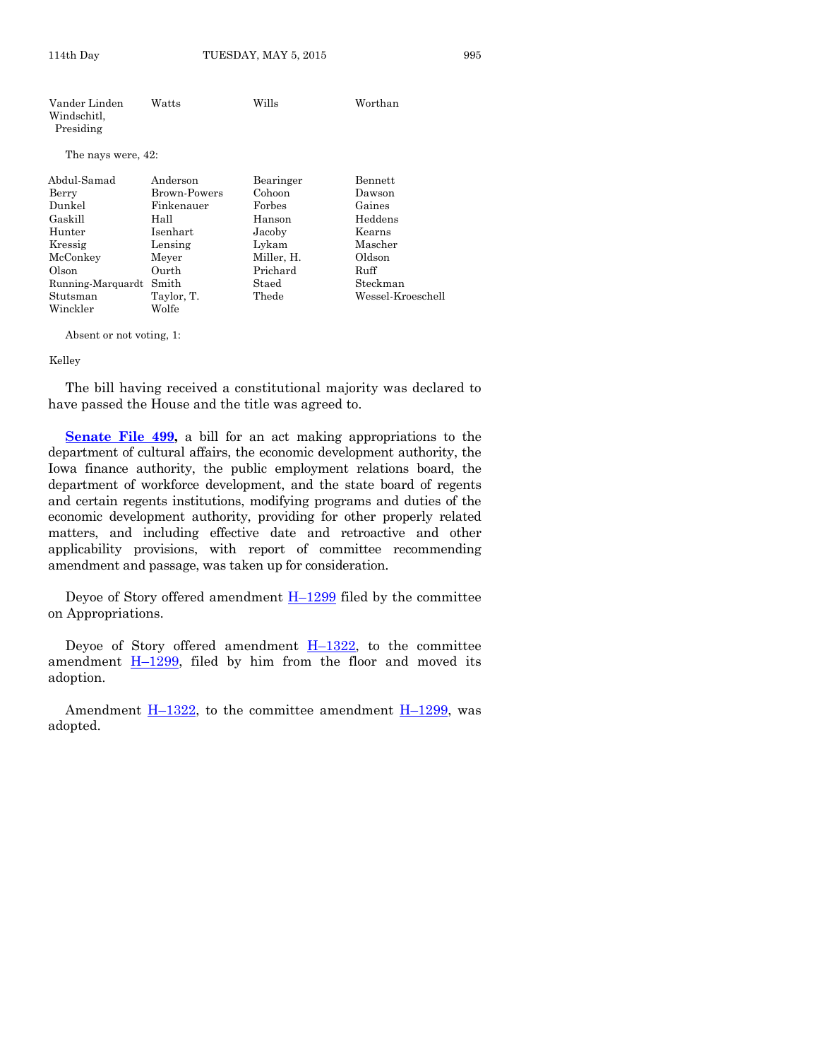| | | | |
|---|---|---|---|
| Vander Linden | Watts | Wills | Worthan |
| Windschitl, Presiding | | | |

The nays were, 42:

| | | | |
|---|---|---|---|
| Abdul-Samad | Anderson | Bearinger | Bennett |
| Berry | Brown-Powers | Cohoon | Dawson |
| Dunkel | Finkenauer | Forbes | Gaines |
| Gaskill | Hall | Hanson | Heddens |
| Hunter | Isenhart | Jacoby | Kearns |
| Kressig | Lensing | Lykam | Mascher |
| McConkey | Meyer | Miller, H. | Oldson |
| Olson | Ourth | Prichard | Ruff |
| Running-Marquardt | Smith | Staed | Steckman |
| Stutsman | Taylor, T. | Thede | Wessel-Kroeschell |
| Winckler | Wolfe | | |

Absent or not voting, 1:

Kelley

The bill having received a constitutional majority was declared to have passed the House and the title was agreed to.

**Senate File 499,** a bill for an act making appropriations to the department of cultural affairs, the economic development authority, the Iowa finance authority, the public employment relations board, the department of workforce development, and the state board of regents and certain regents institutions, modifying programs and duties of the economic development authority, providing for other properly related matters, and including effective date and retroactive and other applicability provisions, with report of committee recommending amendment and passage, was taken up for consideration.

Deyoe of Story offered amendment H–1299 filed by the committee on Appropriations.

Deyoe of Story offered amendment H–1322, to the committee amendment H–1299, filed by him from the floor and moved its adoption.

Amendment H–1322, to the committee amendment H–1299, was adopted.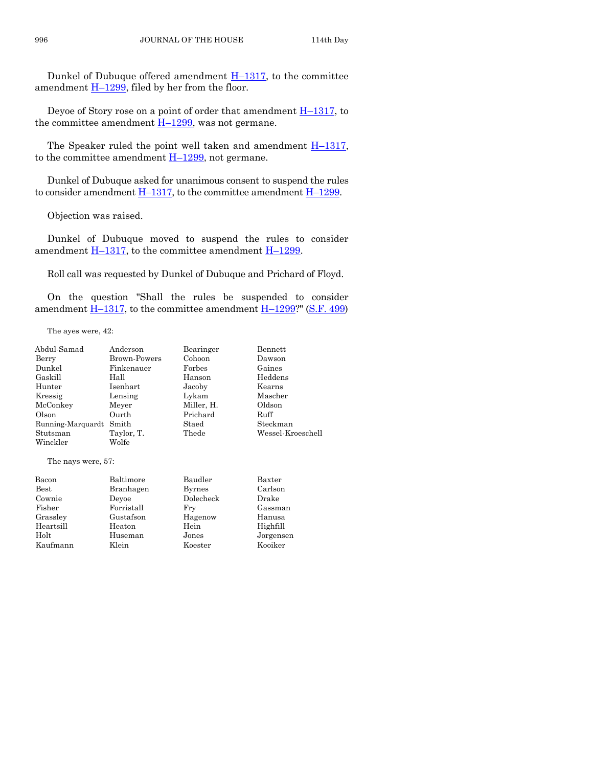Dunkel of Dubuque offered amendment H–1317, to the committee amendment H–1299, filed by her from the floor.

Deyoe of Story rose on a point of order that amendment H–1317, to the committee amendment H–1299, was not germane.

The Speaker ruled the point well taken and amendment H–1317, to the committee amendment H–1299, not germane.

Dunkel of Dubuque asked for unanimous consent to suspend the rules to consider amendment H–1317, to the committee amendment H–1299.

Objection was raised.

Dunkel of Dubuque moved to suspend the rules to consider amendment H–1317, to the committee amendment H–1299.

Roll call was requested by Dunkel of Dubuque and Prichard of Floyd.

On the question "Shall the rules be suspended to consider amendment H–1317, to the committee amendment H–1299?" (S.F. 499)

The ayes were, 42:

| | | | |
|---|---|---|---|
| Abdul-Samad | Anderson | Bearinger | Bennett |
| Berry | Brown-Powers | Cohoon | Dawson |
| Dunkel | Finkenauer | Forbes | Gaines |
| Gaskill | Hall | Hanson | Heddens |
| Hunter | Isenhart | Jacoby | Kearns |
| Kressig | Lensing | Lykam | Mascher |
| McConkey | Meyer | Miller, H. | Oldson |
| Olson | Ourth | Prichard | Ruff |
| Running-Marquardt | Smith | Staed | Steckman |
| Stutsman | Taylor, T. | Thede | Wessel-Kroeschell |
| Winckler | Wolfe | | |

The nays were, 57:

| | | | |
|---|---|---|---|
| Bacon | Baltimore | Baudler | Baxter |
| Best | Branhagen | Byrnes | Carlson |
| Cownie | Deyoe | Dolecheck | Drake |
| Fisher | Forristall | Fry | Gassman |
| Grassley | Gustafson | Hagenow | Hanusa |
| Heartsill | Heaton | Hein | Highfill |
| Holt | Huseman | Jones | Jorgensen |
| Kaufmann | Klein | Koester | Kooiker |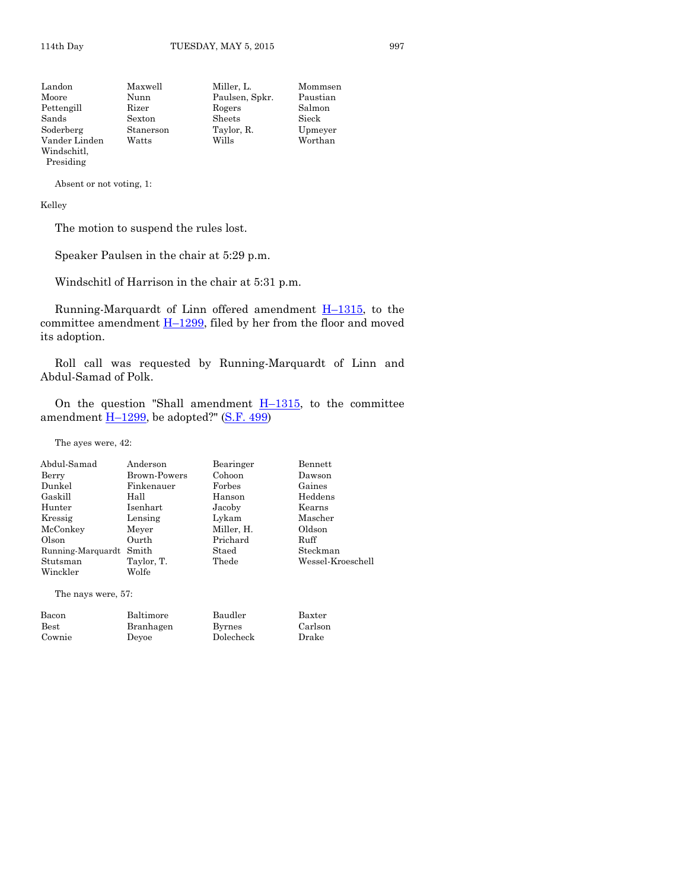| | | | |
|---|---|---|---|
| Landon | Maxwell | Miller, L. | Mommsen |
| Moore | Nunn | Paulsen, Spkr. | Paustian |
| Pettengill | Rizer | Rogers | Salmon |
| Sands | Sexton | Sheets | Sieck |
| Soderberg | Stanerson | Taylor, R. | Upmeyer |
| Vander Linden | Watts | Wills | Worthan |
| Windschitl, Presiding | | | |

Absent or not voting, 1:

Kelley

The motion to suspend the rules lost.

Speaker Paulsen in the chair at 5:29 p.m.

Windschitl of Harrison in the chair at 5:31 p.m.

Running-Marquardt of Linn offered amendment H–1315, to the committee amendment H–1299, filed by her from the floor and moved its adoption.

Roll call was requested by Running-Marquardt of Linn and Abdul-Samad of Polk.

On the question "Shall amendment H–1315, to the committee amendment H–1299, be adopted?" (S.F. 499)

The ayes were, 42:

| | | | |
|---|---|---|---|
| Abdul-Samad | Anderson | Bearinger | Bennett |
| Berry | Brown-Powers | Cohoon | Dawson |
| Dunkel | Finkenauer | Forbes | Gaines |
| Gaskill | Hall | Hanson | Heddens |
| Hunter | Isenhart | Jacoby | Kearns |
| Kressig | Lensing | Lykam | Mascher |
| McConkey | Meyer | Miller, H. | Oldson |
| Olson | Ourth | Prichard | Ruff |
| Running-Marquardt | Smith | Staed | Steckman |
| Stutsman | Taylor, T. | Thede | Wessel-Kroeschell |
| Winckler | Wolfe | | |

The nays were, 57:

| | | | |
|---|---|---|---|
| Bacon | Baltimore | Baudler | Baxter |
| Best | Branhagen | Byrnes | Carlson |
| Cownie | Deyoe | Dolecheck | Drake |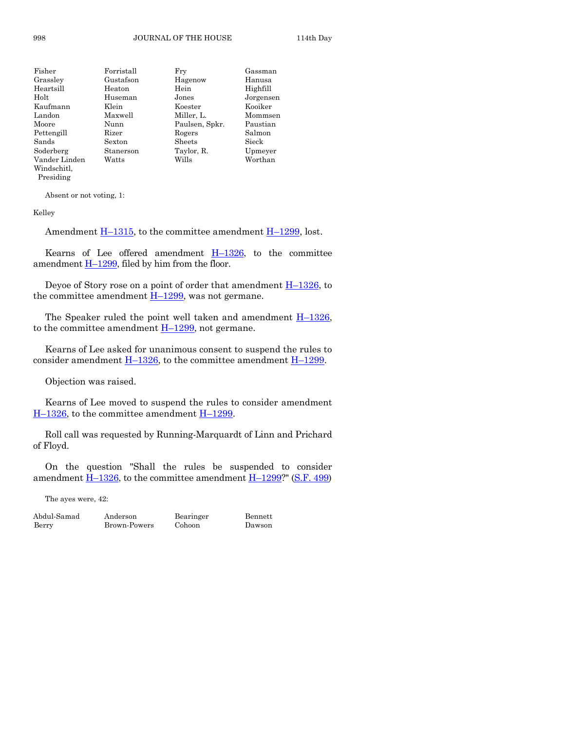| | | | |
|---|---|---|---|
| Fisher | Forristall | Fry | Gassman |
| Grassley | Gustafson | Hagenow | Hanusa |
| Heartsill | Heaton | Hein | Highfill |
| Holt | Huseman | Jones | Jorgensen |
| Kaufmann | Klein | Koester | Kooiker |
| Landon | Maxwell | Miller, L. | Mommsen |
| Moore | Nunn | Paulsen, Spkr. | Paustian |
| Pettengill | Rizer | Rogers | Salmon |
| Sands | Sexton | Sheets | Sieck |
| Soderberg | Stanerson | Taylor, R. | Upmeyer |
| Vander Linden | Watts | Wills | Worthan |
| Windschitl, Presiding | | | |

Absent or not voting, 1:

Kelley

Amendment H–1315, to the committee amendment H–1299, lost.

Kearns of Lee offered amendment H–1326, to the committee amendment H–1299, filed by him from the floor.

Deyoe of Story rose on a point of order that amendment H–1326, to the committee amendment H–1299, was not germane.

The Speaker ruled the point well taken and amendment H–1326, to the committee amendment H–1299, not germane.

Kearns of Lee asked for unanimous consent to suspend the rules to consider amendment H–1326, to the committee amendment H–1299.

Objection was raised.

Kearns of Lee moved to suspend the rules to consider amendment H–1326, to the committee amendment H–1299.

Roll call was requested by Running-Marquardt of Linn and Prichard of Floyd.

On the question "Shall the rules be suspended to consider amendment H–1326, to the committee amendment H–1299?" (S.F. 499)

The ayes were, 42:

| | | | |
|---|---|---|---|
| Abdul-Samad | Anderson | Bearinger | Bennett |
| Berry | Brown-Powers | Cohoon | Dawson |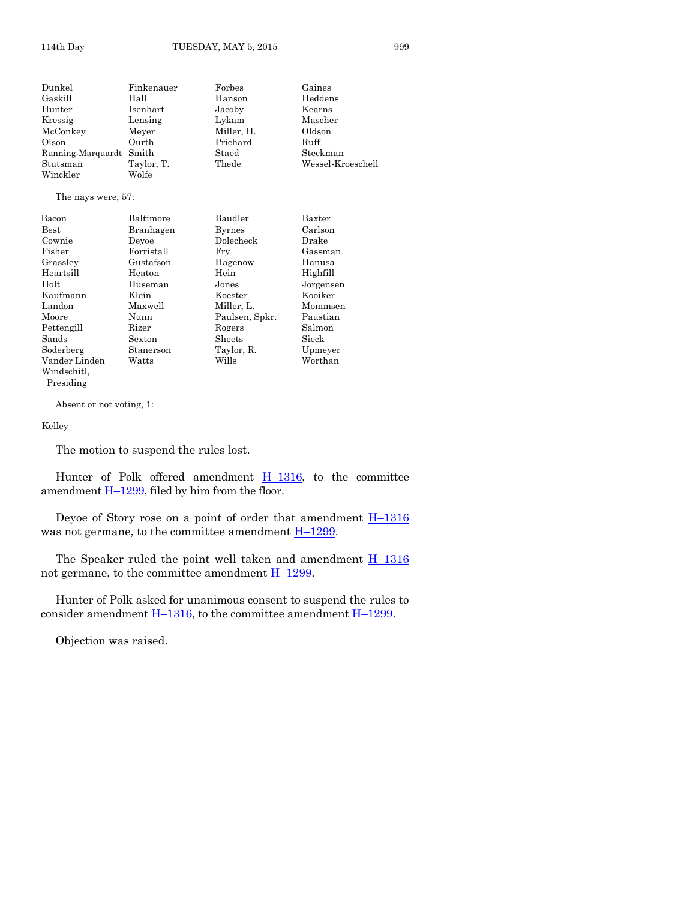| | | | |
|---|---|---|---|
| Dunkel | Finkenauer | Forbes | Gaines |
| Gaskill | Hall | Hanson | Heddens |
| Hunter | Isenhart | Jacoby | Kearns |
| Kressig | Lensing | Lykam | Mascher |
| McConkey | Meyer | Miller, H. | Oldson |
| Olson | Ourth | Prichard | Ruff |
| Running-Marquardt | Smith | Staed | Steckman |
| Stutsman | Taylor, T. | Thede | Wessel-Kroeschell |
| Winckler | Wolfe | | |

The nays were, 57:

| | | | |
|---|---|---|---|
| Bacon | Baltimore | Baudler | Baxter |
| Best | Branhagen | Byrnes | Carlson |
| Cownie | Deyoe | Dolecheck | Drake |
| Fisher | Forristall | Fry | Gassman |
| Grassley | Gustafson | Hagenow | Hanusa |
| Heartsill | Heaton | Hein | Highfill |
| Holt | Huseman | Jones | Jorgensen |
| Kaufmann | Klein | Koester | Kooiker |
| Landon | Maxwell | Miller, L. | Mommsen |
| Moore | Nunn | Paulsen, Spkr. | Paustian |
| Pettengill | Rizer | Rogers | Salmon |
| Sands | Sexton | Sheets | Sieck |
| Soderberg | Stanerson | Taylor, R. | Upmeyer |
| Vander Linden | Watts | Wills | Worthan |
| Windschitl, Presiding | | | |

Absent or not voting, 1:

Kelley

The motion to suspend the rules lost.

Hunter of Polk offered amendment H–1316, to the committee amendment H–1299, filed by him from the floor.

Deyoe of Story rose on a point of order that amendment H–1316 was not germane, to the committee amendment H–1299.

The Speaker ruled the point well taken and amendment H–1316 not germane, to the committee amendment H–1299.

Hunter of Polk asked for unanimous consent to suspend the rules to consider amendment H–1316, to the committee amendment H–1299.

Objection was raised.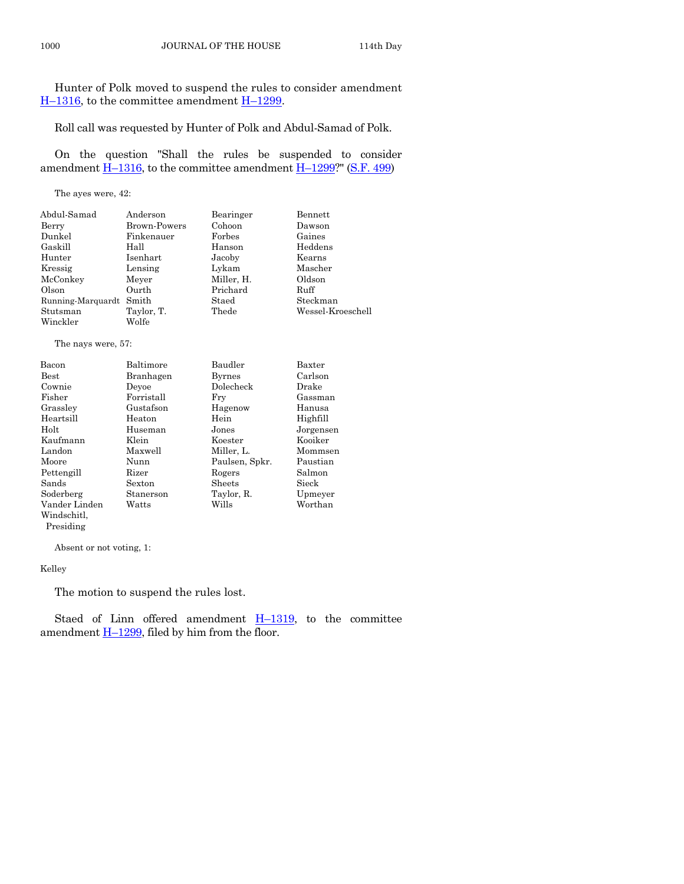Hunter of Polk moved to suspend the rules to consider amendment H–1316, to the committee amendment H–1299.

Roll call was requested by Hunter of Polk and Abdul-Samad of Polk.

On the question "Shall the rules be suspended to consider amendment H–1316, to the committee amendment H–1299?" (S.F. 499)

The ayes were, 42:

| | | | |
|---|---|---|---|
| Abdul-Samad | Anderson | Bearinger | Bennett |
| Berry | Brown-Powers | Cohoon | Dawson |
| Dunkel | Finkenauer | Forbes | Gaines |
| Gaskill | Hall | Hanson | Heddens |
| Hunter | Isenhart | Jacoby | Kearns |
| Kressig | Lensing | Lykam | Mascher |
| McConkey | Meyer | Miller, H. | Oldson |
| Olson | Ourth | Prichard | Ruff |
| Running-Marquardt | Smith | Staed | Steckman |
| Stutsman | Taylor, T. | Thede | Wessel-Kroeschell |
| Winckler | Wolfe | | |

The nays were, 57:

| | | | |
|---|---|---|---|
| Bacon | Baltimore | Baudler | Baxter |
| Best | Branhagen | Byrnes | Carlson |
| Cownie | Deyoe | Dolecheck | Drake |
| Fisher | Forristall | Fry | Gassman |
| Grassley | Gustafson | Hagenow | Hanusa |
| Heartsill | Heaton | Hein | Highfill |
| Holt | Huseman | Jones | Jorgensen |
| Kaufmann | Klein | Koester | Kooiker |
| Landon | Maxwell | Miller, L. | Mommsen |
| Moore | Nunn | Paulsen, Spkr. | Paustian |
| Pettengill | Rizer | Rogers | Salmon |
| Sands | Sexton | Sheets | Sieck |
| Soderberg | Stanerson | Taylor, R. | Upmeyer |
| Vander Linden | Watts | Wills | Worthan |
| Windschitl, Presiding | | | |

Absent or not voting, 1:

Kelley

The motion to suspend the rules lost.

Staed of Linn offered amendment H–1319, to the committee amendment H–1299, filed by him from the floor.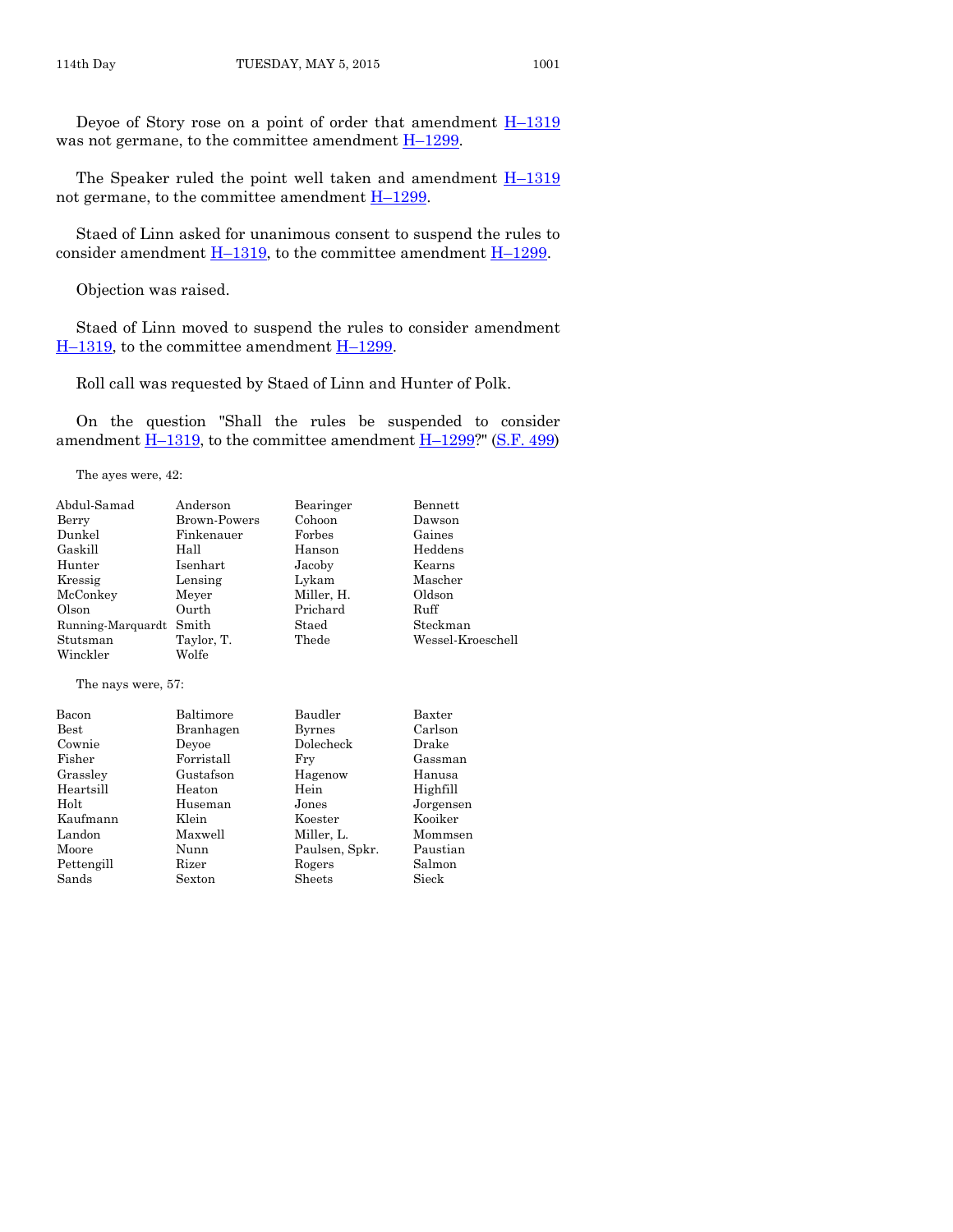Deyoe of Story rose on a point of order that amendment H–1319 was not germane, to the committee amendment H–1299.

The Speaker ruled the point well taken and amendment H–1319 not germane, to the committee amendment H–1299.

Staed of Linn asked for unanimous consent to suspend the rules to consider amendment H–1319, to the committee amendment H–1299.

Objection was raised.

Staed of Linn moved to suspend the rules to consider amendment H–1319, to the committee amendment H–1299.

Roll call was requested by Staed of Linn and Hunter of Polk.

On the question "Shall the rules be suspended to consider amendment H–1319, to the committee amendment H–1299?" (S.F. 499)

The ayes were, 42:

| | | | |
|---|---|---|---|
| Abdul-Samad | Anderson | Bearinger | Bennett |
| Berry | Brown-Powers | Cohoon | Dawson |
| Dunkel | Finkenauer | Forbes | Gaines |
| Gaskill | Hall | Hanson | Heddens |
| Hunter | Isenhart | Jacoby | Kearns |
| Kressig | Lensing | Lykam | Mascher |
| McConkey | Meyer | Miller, H. | Oldson |
| Olson | Ourth | Prichard | Ruff |
| Running-Marquardt | Smith | Staed | Steckman |
| Stutsman | Taylor, T. | Thede | Wessel-Kroeschell |
| Winckler | Wolfe | | |

The nays were, 57:

| | | | |
|---|---|---|---|
| Bacon | Baltimore | Baudler | Baxter |
| Best | Branhagen | Byrnes | Carlson |
| Cownie | Deyoe | Dolecheck | Drake |
| Fisher | Forristall | Fry | Gassman |
| Grassley | Gustafson | Hagenow | Hanusa |
| Heartsill | Heaton | Hein | Highfill |
| Holt | Huseman | Jones | Jorgensen |
| Kaufmann | Klein | Koester | Kooiker |
| Landon | Maxwell | Miller, L. | Mommsen |
| Moore | Nunn | Paulsen, Spkr. | Paustian |
| Pettengill | Rizer | Rogers | Salmon |
| Sands | Sexton | Sheets | Sieck |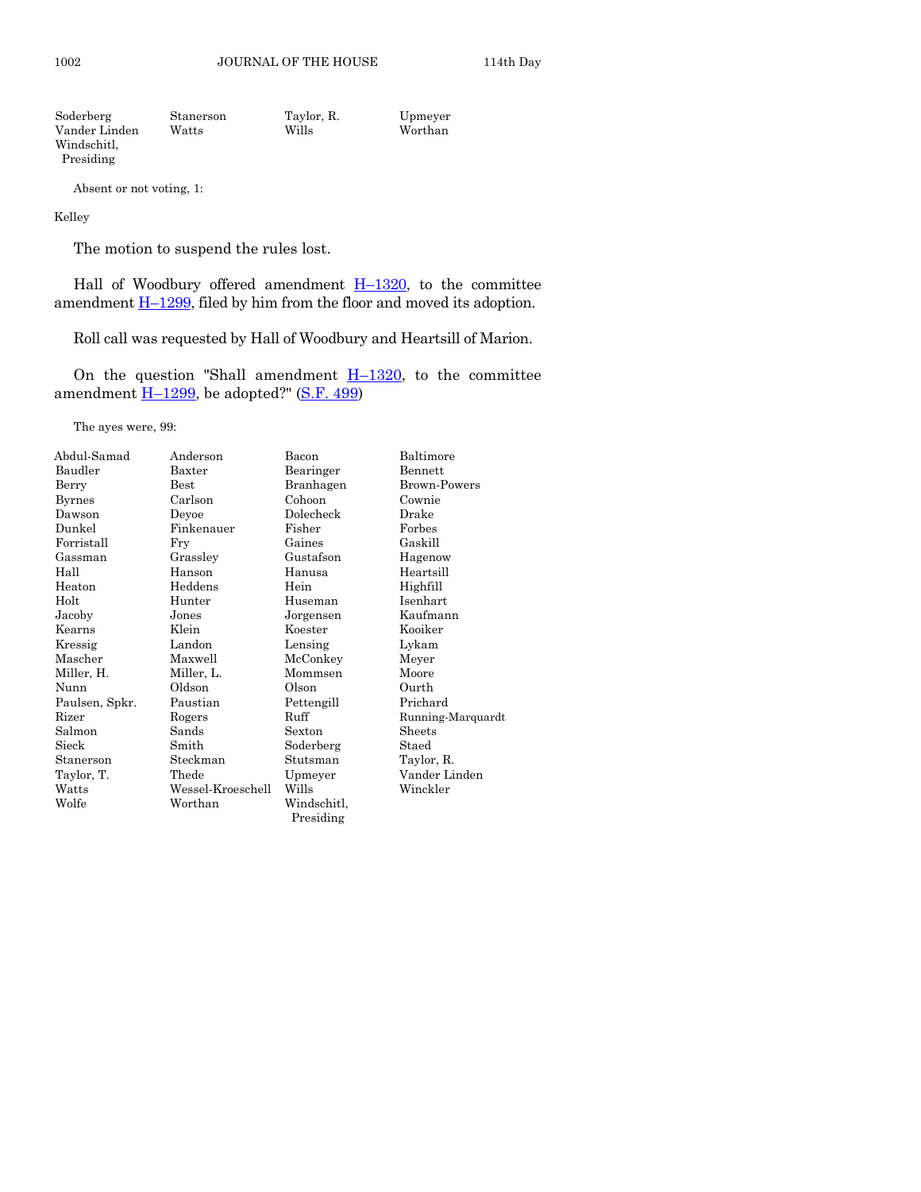| | | | |
|---|---|---|---|
| Soderberg | Stanerson | Taylor, R. | Upmeyer |
| Vander Linden | Watts | Wills | Worthan |
| Windschitl, Presiding | | | |

Absent or not voting, 1:

Kelley

The motion to suspend the rules lost.

Hall of Woodbury offered amendment H–1320, to the committee amendment H–1299, filed by him from the floor and moved its adoption.

Roll call was requested by Hall of Woodbury and Heartsill of Marion.

On the question "Shall amendment H–1320, to the committee amendment H–1299, be adopted?" (S.F. 499)

The ayes were, 99:

| | | | |
|---|---|---|---|
| Abdul-Samad | Anderson | Bacon | Baltimore |
| Baudler | Baxter | Bearinger | Bennett |
| Berry | Best | Branhagen | Brown-Powers |
| Byrnes | Carlson | Cohoon | Cownie |
| Dawson | Deyoe | Dolecheck | Drake |
| Dunkel | Finkenauer | Fisher | Forbes |
| Forristall | Fry | Gaines | Gaskill |
| Gassman | Grassley | Gustafson | Hagenow |
| Hall | Hanson | Hanusa | Heartsill |
| Heaton | Heddens | Hein | Highfill |
| Holt | Hunter | Huseman | Isenhart |
| Jacoby | Jones | Jorgensen | Kaufmann |
| Kearns | Klein | Koester | Kooiker |
| Kressig | Landon | Lensing | Lykam |
| Mascher | Maxwell | McConkey | Meyer |
| Miller, H. | Miller, L. | Mommsen | Moore |
| Nunn | Oldson | Olson | Ourth |
| Paulsen, Spkr. | Paustian | Pettengill | Prichard |
| Rizer | Rogers | Ruff | Running-Marquardt |
| Salmon | Sands | Sexton | Sheets |
| Sieck | Smith | Soderberg | Staed |
| Stanerson | Steckman | Stutsman | Taylor, R. |
| Taylor, T. | Thede | Upmeyer | Vander Linden |
| Watts | Wessel-Kroeschell | Wills | Winckler |
| Wolfe | Worthan | Windschitl, Presiding | |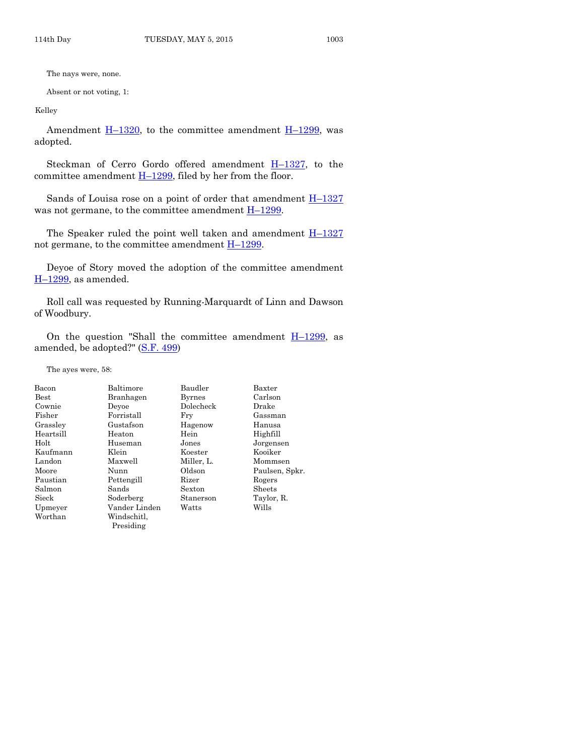The nays were, none.

Absent or not voting, 1:

Kelley

Amendment H–1320, to the committee amendment H–1299, was adopted.

Steckman of Cerro Gordo offered amendment H–1327, to the committee amendment H–1299, filed by her from the floor.

Sands of Louisa rose on a point of order that amendment H–1327 was not germane, to the committee amendment H–1299.

The Speaker ruled the point well taken and amendment H–1327 not germane, to the committee amendment H–1299.

Deyoe of Story moved the adoption of the committee amendment H–1299, as amended.

Roll call was requested by Running-Marquardt of Linn and Dawson of Woodbury.

On the question "Shall the committee amendment H–1299, as amended, be adopted?" (S.F. 499)

The ayes were, 58:

| | | | |
|---|---|---|---|
| Bacon | Baltimore | Baudler | Baxter |
| Best | Branhagen | Byrnes | Carlson |
| Cownie | Deyoe | Dolecheck | Drake |
| Fisher | Forristall | Fry | Gassman |
| Grassley | Gustafson | Hagenow | Hanusa |
| Heartsill | Heaton | Hein | Highfill |
| Holt | Huseman | Jones | Jorgensen |
| Kaufmann | Klein | Koester | Kooiker |
| Landon | Maxwell | Miller, L. | Mommsen |
| Moore | Nunn | Oldson | Paulsen, Spkr. |
| Paustian | Pettengill | Rizer | Rogers |
| Salmon | Sands | Sexton | Sheets |
| Sieck | Soderberg | Stanerson | Taylor, R. |
| Upmeyer | Vander Linden | Watts | Wills |
| Worthan | Windschitl, Presiding | | |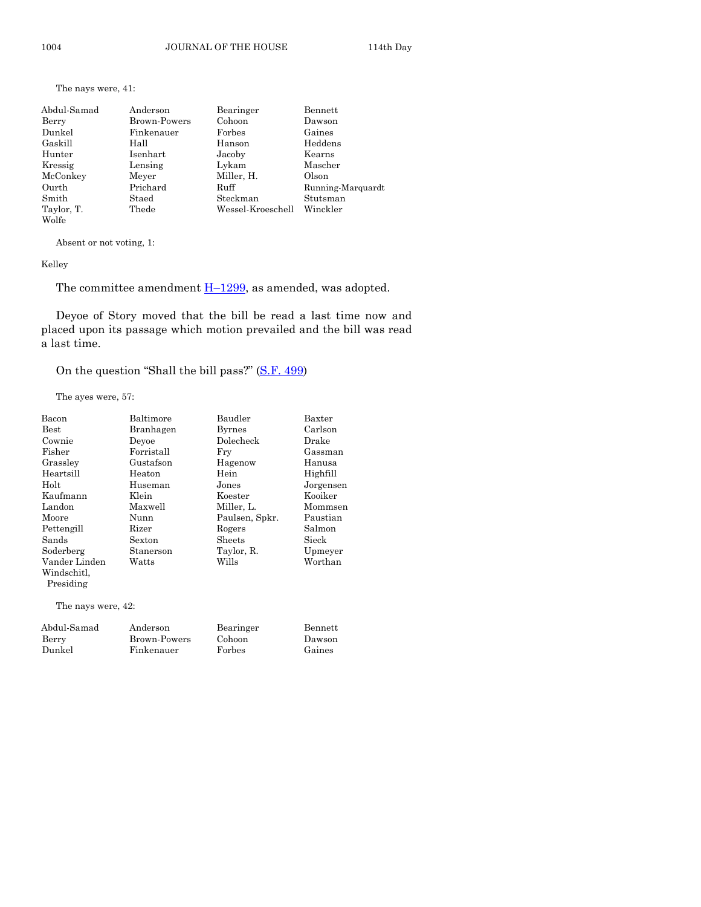The nays were, 41:

| | | | |
|---|---|---|---|
| Abdul-Samad | Anderson | Bearinger | Bennett |
| Berry | Brown-Powers | Cohoon | Dawson |
| Dunkel | Finkenauer | Forbes | Gaines |
| Gaskill | Hall | Hanson | Heddens |
| Hunter | Isenhart | Jacoby | Kearns |
| Kressig | Lensing | Lykam | Mascher |
| McConkey | Meyer | Miller, H. | Olson |
| Ourth | Prichard | Ruff | Running-Marquardt |
| Smith | Staed | Steckman | Stutsman |
| Taylor, T. | Thede | Wessel-Kroeschell | Winckler |
| Wolfe | | | |

Absent or not voting, 1:

Kelley

The committee amendment H–1299, as amended, was adopted.

Deyoe of Story moved that the bill be read a last time now and placed upon its passage which motion prevailed and the bill was read a last time.

On the question "Shall the bill pass?" (S.F. 499)

The ayes were, 57:

| | | | |
|---|---|---|---|
| Bacon | Baltimore | Baudler | Baxter |
| Best | Branhagen | Byrnes | Carlson |
| Cownie | Deyoe | Dolecheck | Drake |
| Fisher | Forristall | Fry | Gassman |
| Grassley | Gustafson | Hagenow | Hanusa |
| Heartsill | Heaton | Hein | Highfill |
| Holt | Huseman | Jones | Jorgensen |
| Kaufmann | Klein | Koester | Kooiker |
| Landon | Maxwell | Miller, L. | Mommsen |
| Moore | Nunn | Paulsen, Spkr. | Paustian |
| Pettengill | Rizer | Rogers | Salmon |
| Sands | Sexton | Sheets | Sieck |
| Soderberg | Stanerson | Taylor, R. | Upmeyer |
| Vander Linden | Watts | Wills | Worthan |
| Windschitl, Presiding | | | |

The nays were, 42:

| | | | |
|---|---|---|---|
| Abdul-Samad | Anderson | Bearinger | Bennett |
| Berry | Brown-Powers | Cohoon | Dawson |
| Dunkel | Finkenauer | Forbes | Gaines |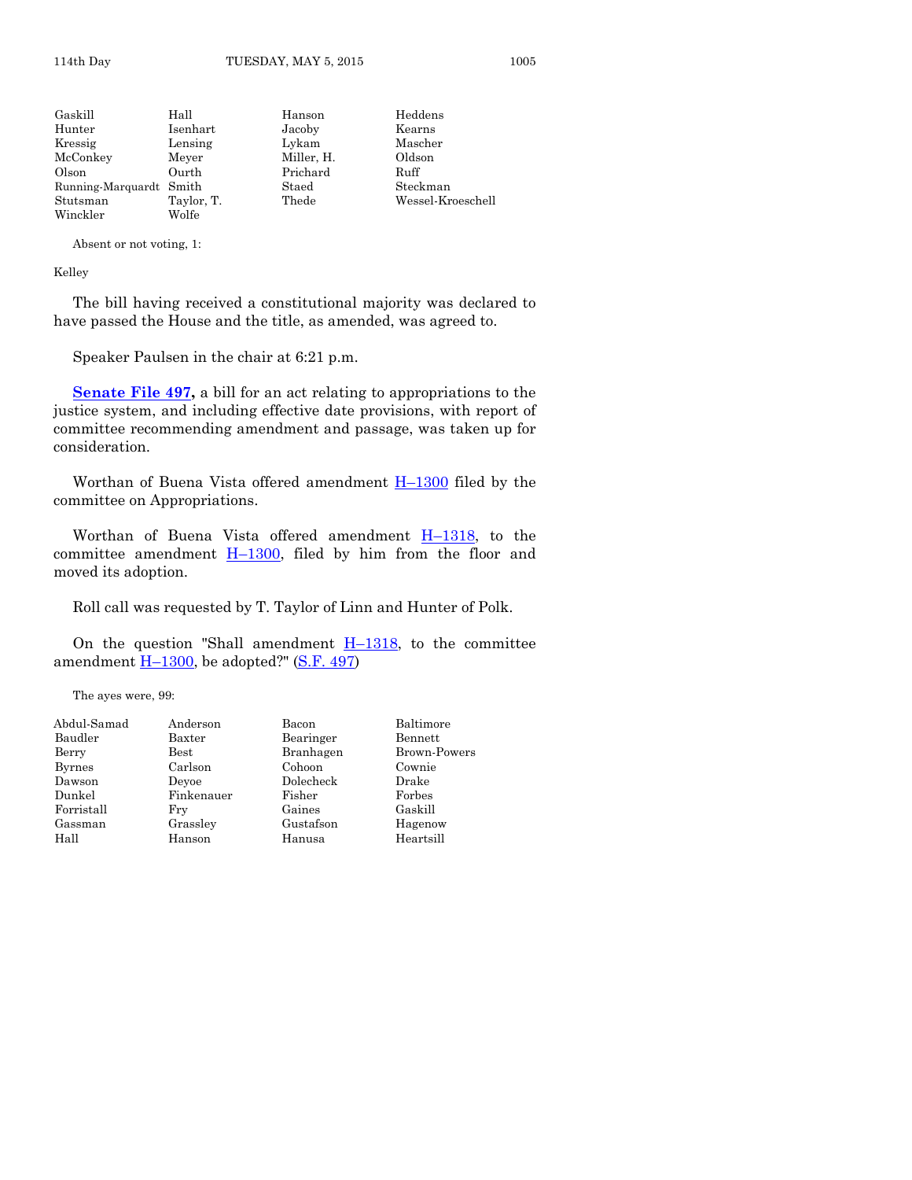| | | | |
|---|---|---|---|
| Gaskill | Hall | Hanson | Heddens |
| Hunter | Isenhart | Jacoby | Kearns |
| Kressig | Lensing | Lykam | Mascher |
| McConkey | Meyer | Miller, H. | Oldson |
| Olson | Ourth | Prichard | Ruff |
| Running-Marquardt | Smith | Staed | Steckman |
| Stutsman | Taylor, T. | Thede | Wessel-Kroeschell |
| Winckler | Wolfe | | |

Absent or not voting, 1:

Kelley

The bill having received a constitutional majority was declared to have passed the House and the title, as amended, was agreed to.

Speaker Paulsen in the chair at 6:21 p.m.

**Senate File 497,** a bill for an act relating to appropriations to the justice system, and including effective date provisions, with report of committee recommending amendment and passage, was taken up for consideration.

Worthan of Buena Vista offered amendment H–1300 filed by the committee on Appropriations.

Worthan of Buena Vista offered amendment H–1318, to the committee amendment H–1300, filed by him from the floor and moved its adoption.

Roll call was requested by T. Taylor of Linn and Hunter of Polk.

On the question "Shall amendment H–1318, to the committee amendment H–1300, be adopted?" (S.F. 497)

The ayes were, 99:

| | | | |
|---|---|---|---|
| Abdul-Samad | Anderson | Bacon | Baltimore |
| Baudler | Baxter | Bearinger | Bennett |
| Berry | Best | Branhagen | Brown-Powers |
| Byrnes | Carlson | Cohoon | Cownie |
| Dawson | Deyoe | Dolecheck | Drake |
| Dunkel | Finkenauer | Fisher | Forbes |
| Forristall | Fry | Gaines | Gaskill |
| Gassman | Grassley | Gustafson | Hagenow |
| Hall | Hanson | Hanusa | Heartsill |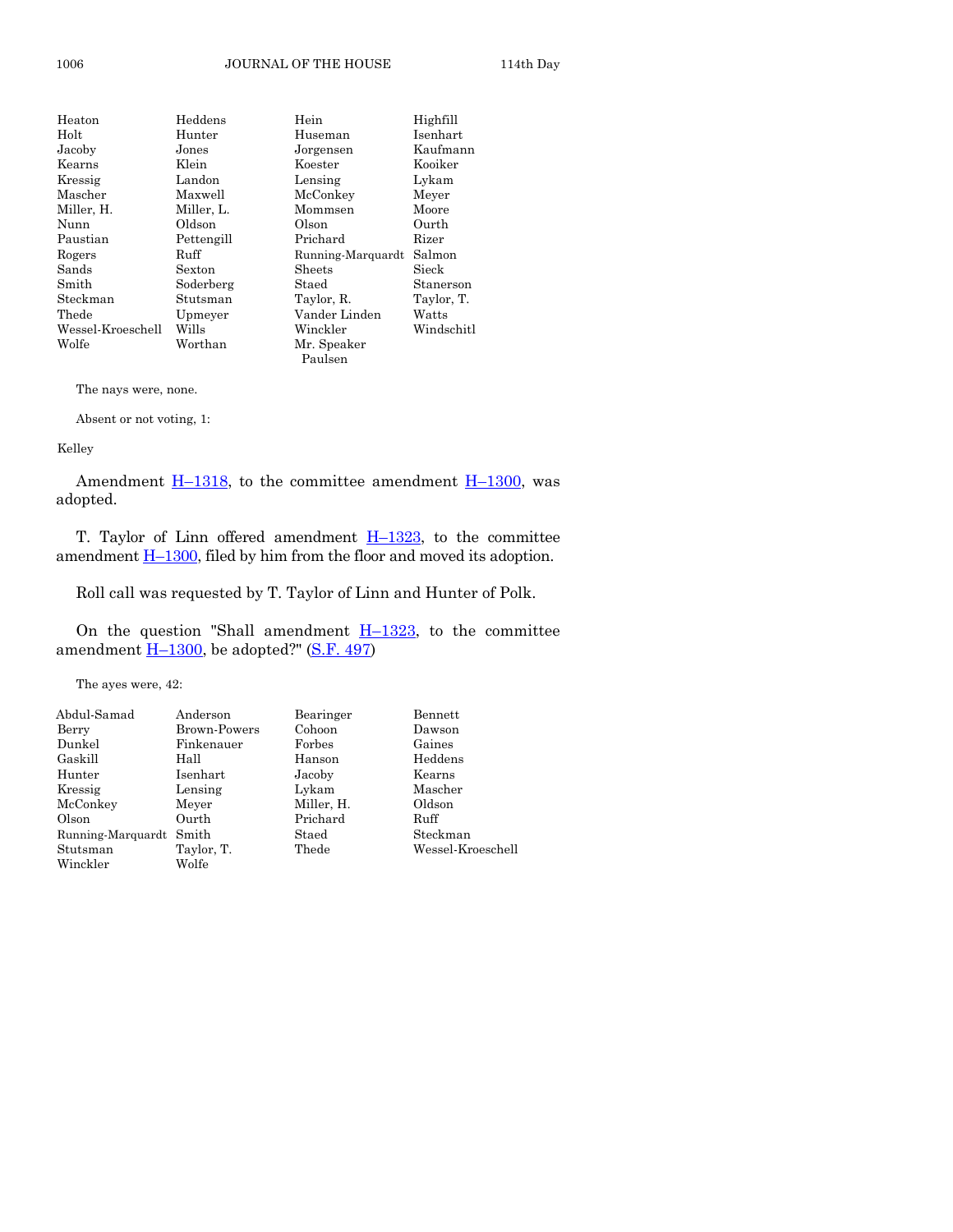| | | | |
|---|---|---|---|
| Heaton | Heddens | Hein | Highfill |
| Holt | Hunter | Huseman | Isenhart |
| Jacoby | Jones | Jorgensen | Kaufmann |
| Kearns | Klein | Koester | Kooiker |
| Kressig | Landon | Lensing | Lykam |
| Mascher | Maxwell | McConkey | Meyer |
| Miller, H. | Miller, L. | Mommsen | Moore |
| Nunn | Oldson | Olson | Ourth |
| Paustian | Pettengill | Prichard | Rizer |
| Rogers | Ruff | Running-Marquardt | Salmon |
| Sands | Sexton | Sheets | Sieck |
| Smith | Soderberg | Staed | Stanerson |
| Steckman | Stutsman | Taylor, R. | Taylor, T. |
| Thede | Upmeyer | Vander Linden | Watts |
| Wessel-Kroeschell | Wills | Winckler | Windschitl |
| Wolfe | Worthan | Mr. Speaker Paulsen | |

The nays were, none.

Absent or not voting, 1:

Kelley

Amendment H–1318, to the committee amendment H–1300, was adopted.

T. Taylor of Linn offered amendment H–1323, to the committee amendment H–1300, filed by him from the floor and moved its adoption.

Roll call was requested by T. Taylor of Linn and Hunter of Polk.

On the question "Shall amendment H–1323, to the committee amendment H–1300, be adopted?" (S.F. 497)

The ayes were, 42:

| | | | |
|---|---|---|---|
| Abdul-Samad | Anderson | Bearinger | Bennett |
| Berry | Brown-Powers | Cohoon | Dawson |
| Dunkel | Finkenauer | Forbes | Gaines |
| Gaskill | Hall | Hanson | Heddens |
| Hunter | Isenhart | Jacoby | Kearns |
| Kressig | Lensing | Lykam | Mascher |
| McConkey | Meyer | Miller, H. | Oldson |
| Olson | Ourth | Prichard | Ruff |
| Running-Marquardt | Smith | Staed | Steckman |
| Stutsman | Taylor, T. | Thede | Wessel-Kroeschell |
| Winckler | Wolfe | | |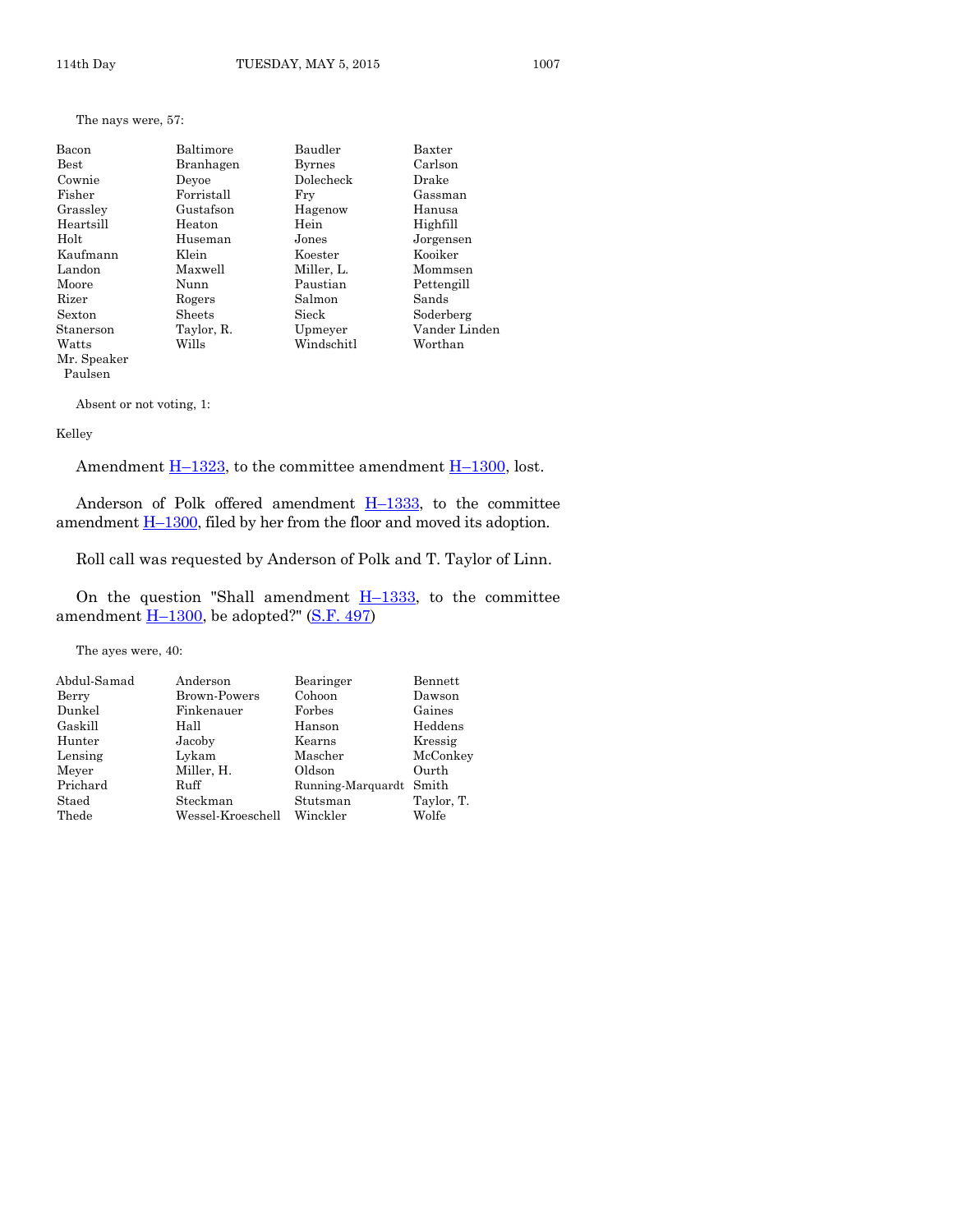The nays were, 57:

| | | | |
|---|---|---|---|
| Bacon | Baltimore | Baudler | Baxter |
| Best | Branhagen | Byrnes | Carlson |
| Cownie | Deyoe | Dolecheck | Drake |
| Fisher | Forristall | Fry | Gassman |
| Grassley | Gustafson | Hagenow | Hanusa |
| Heartsill | Heaton | Hein | Highfill |
| Holt | Huseman | Jones | Jorgensen |
| Kaufmann | Klein | Koester | Kooiker |
| Landon | Maxwell | Miller, L. | Mommsen |
| Moore | Nunn | Paustian | Pettengill |
| Rizer | Rogers | Salmon | Sands |
| Sexton | Sheets | Sieck | Soderberg |
| Stanerson | Taylor, R. | Upmeyer | Vander Linden |
| Watts | Wills | Windschitl | Worthan |
| Mr. Speaker Paulsen | | | |

Absent or not voting, 1:

Kelley

Amendment H–1323, to the committee amendment H–1300, lost.

Anderson of Polk offered amendment H–1333, to the committee amendment H–1300, filed by her from the floor and moved its adoption.

Roll call was requested by Anderson of Polk and T. Taylor of Linn.

On the question "Shall amendment H–1333, to the committee amendment H–1300, be adopted?" (S.F. 497)

The ayes were, 40:

| | | | |
|---|---|---|---|
| Abdul-Samad | Anderson | Bearinger | Bennett |
| Berry | Brown-Powers | Cohoon | Dawson |
| Dunkel | Finkenauer | Forbes | Gaines |
| Gaskill | Hall | Hanson | Heddens |
| Hunter | Jacoby | Kearns | Kressig |
| Lensing | Lykam | Mascher | McConkey |
| Meyer | Miller, H. | Oldson | Ourth |
| Prichard | Ruff | Running-Marquardt | Smith |
| Staed | Steckman | Stutsman | Taylor, T. |
| Thede | Wessel-Kroeschell | Winckler | Wolfe |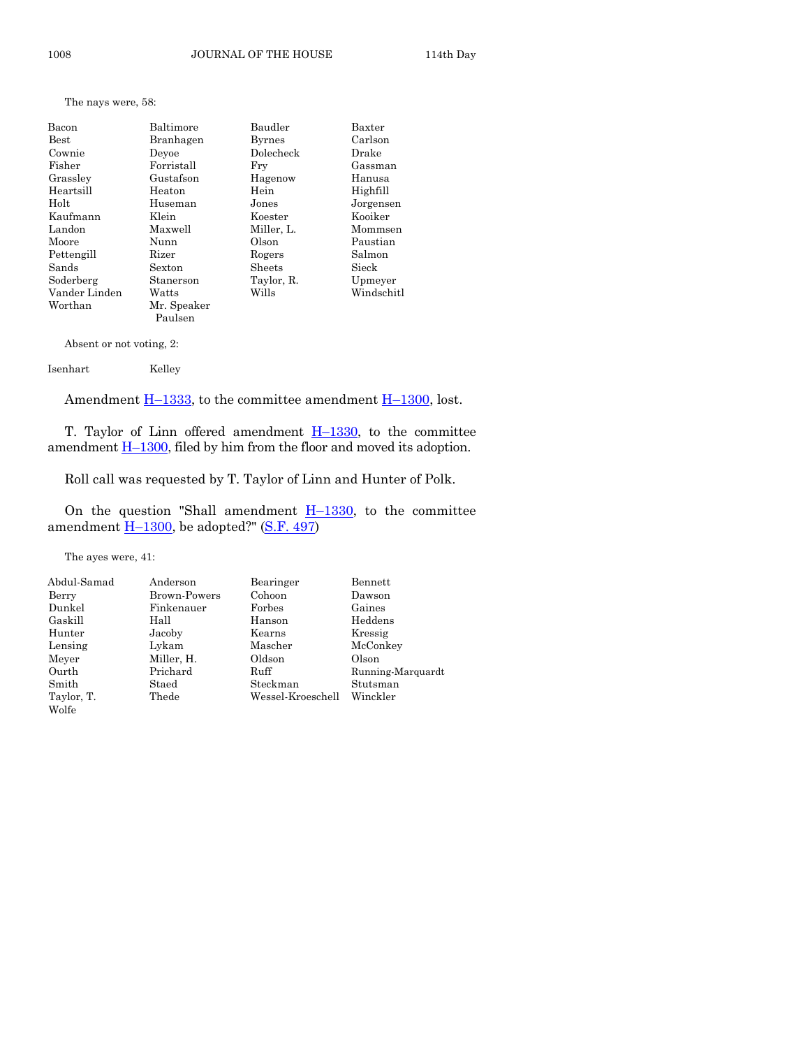The nays were, 58:

| | | | |
|---|---|---|---|
| Bacon | Baltimore | Baudler | Baxter |
| Best | Branhagen | Byrnes | Carlson |
| Cownie | Deyoe | Dolecheck | Drake |
| Fisher | Forristall | Fry | Gassman |
| Grassley | Gustafson | Hagenow | Hanusa |
| Heartsill | Heaton | Hein | Highfill |
| Holt | Huseman | Jones | Jorgensen |
| Kaufmann | Klein | Koester | Kooiker |
| Landon | Maxwell | Miller, L. | Mommsen |
| Moore | Nunn | Olson | Paustian |
| Pettengill | Rizer | Rogers | Salmon |
| Sands | Sexton | Sheets | Sieck |
| Soderberg | Stanerson | Taylor, R. | Upmeyer |
| Vander Linden | Watts | Wills | Windschitl |
| Worthan | Mr. Speaker Paulsen | | |

Absent or not voting, 2:

| | |
|---|---|
| Isenhart | Kelley |

Amendment H–1333, to the committee amendment H–1300, lost.

T. Taylor of Linn offered amendment H–1330, to the committee amendment H–1300, filed by him from the floor and moved its adoption.

Roll call was requested by T. Taylor of Linn and Hunter of Polk.

On the question "Shall amendment H–1330, to the committee amendment H–1300, be adopted?" (S.F. 497)

The ayes were, 41:

| | | | |
|---|---|---|---|
| Abdul-Samad | Anderson | Bearinger | Bennett |
| Berry | Brown-Powers | Cohoon | Dawson |
| Dunkel | Finkenauer | Forbes | Gaines |
| Gaskill | Hall | Hanson | Heddens |
| Hunter | Jacoby | Kearns | Kressig |
| Lensing | Lykam | Mascher | McConkey |
| Meyer | Miller, H. | Oldson | Olson |
| Ourth | Prichard | Ruff | Running-Marquardt |
| Smith | Staed | Steckman | Stutsman |
| Taylor, T. | Thede | Wessel-Kroeschell | Winckler |
| Wolfe | | | |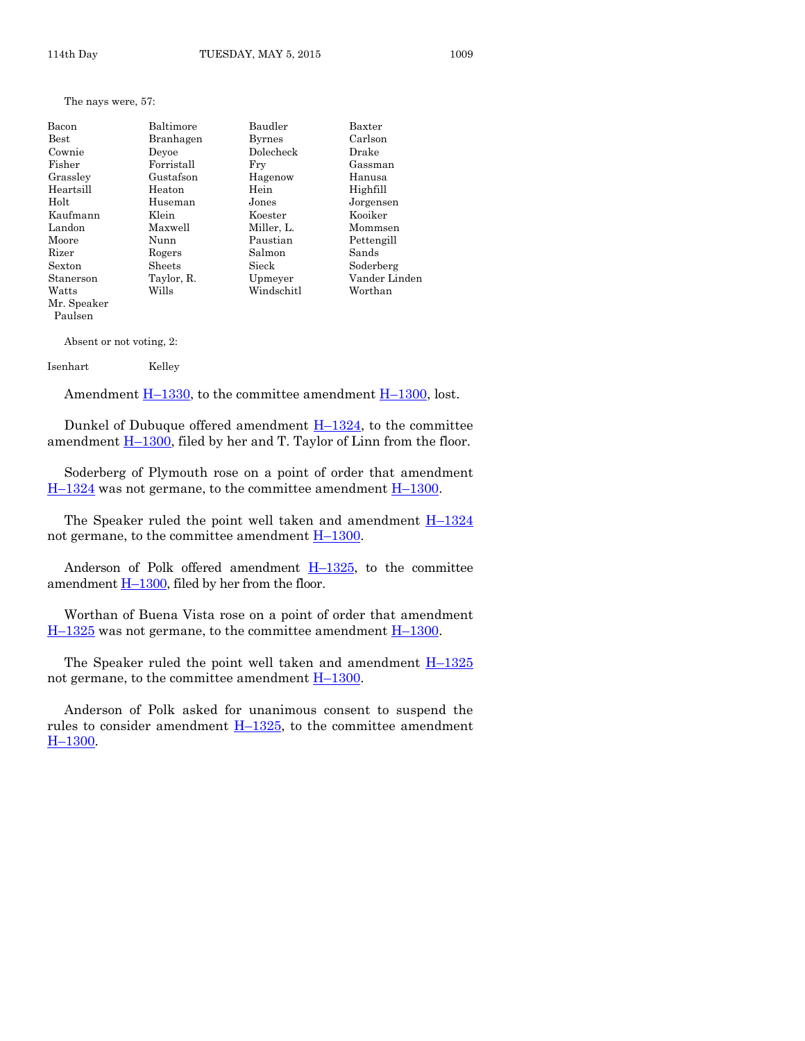The nays were, 57:

| | | | |
|---|---|---|---|
| Bacon | Baltimore | Baudler | Baxter |
| Best | Branhagen | Byrnes | Carlson |
| Cownie | Deyoe | Dolecheck | Drake |
| Fisher | Forristall | Fry | Gassman |
| Grassley | Gustafson | Hagenow | Hanusa |
| Heartsill | Heaton | Hein | Highfill |
| Holt | Huseman | Jones | Jorgensen |
| Kaufmann | Klein | Koester | Kooiker |
| Landon | Maxwell | Miller, L. | Mommsen |
| Moore | Nunn | Paustian | Pettengill |
| Rizer | Rogers | Salmon | Sands |
| Sexton | Sheets | Sieck | Soderberg |
| Staneron | Taylor, R. | Upmeyer | Vander Linden |
| Watts | Wills | Windschitl | Worthan |
| Mr. Speaker Paulsen | | | |

Absent or not voting, 2:

| | |
|---|---|
| Isenhart | Kelley |

Amendment H–1330, to the committee amendment H–1300, lost.

Dunkel of Dubuque offered amendment H–1324, to the committee amendment H–1300, filed by her and T. Taylor of Linn from the floor.

Soderberg of Plymouth rose on a point of order that amendment H–1324 was not germane, to the committee amendment H–1300.

The Speaker ruled the point well taken and amendment H–1324 not germane, to the committee amendment H–1300.

Anderson of Polk offered amendment H–1325, to the committee amendment H–1300, filed by her from the floor.

Worthan of Buena Vista rose on a point of order that amendment H–1325 was not germane, to the committee amendment H–1300.

The Speaker ruled the point well taken and amendment H–1325 not germane, to the committee amendment H–1300.

Anderson of Polk asked for unanimous consent to suspend the rules to consider amendment H–1325, to the committee amendment H–1300.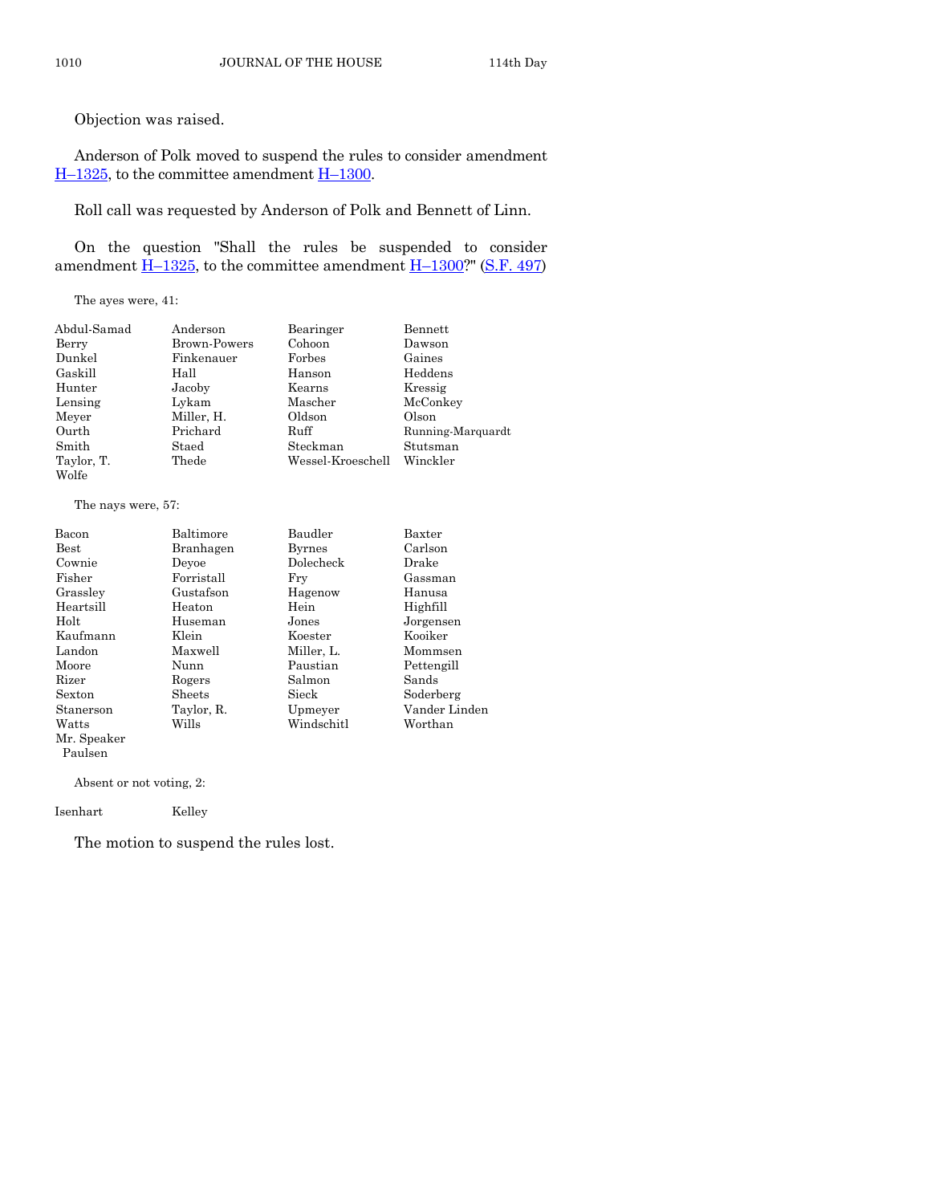Objection was raised.

Anderson of Polk moved to suspend the rules to consider amendment H–1325, to the committee amendment H–1300.

Roll call was requested by Anderson of Polk and Bennett of Linn.

On the question "Shall the rules be suspended to consider amendment H–1325, to the committee amendment H–1300?" (S.F. 497)

The ayes were, 41:

| | | | |
|---|---|---|---|
| Abdul-Samad | Anderson | Bearinger | Bennett |
| Berry | Brown-Powers | Cohoon | Dawson |
| Dunkel | Finkenauer | Forbes | Gaines |
| Gaskill | Hall | Hanson | Heddens |
| Hunter | Jacoby | Kearns | Kressig |
| Lensing | Lykam | Mascher | McConkey |
| Meyer | Miller, H. | Oldson | Olson |
| Ourth | Prichard | Ruff | Running-Marquardt |
| Smith | Staed | Steckman | Stutsman |
| Taylor, T. | Thede | Wessel-Kroeschell | Winckler |
| Wolfe | | | |

The nays were, 57:

| | | | |
|---|---|---|---|
| Bacon | Baltimore | Baudler | Baxter |
| Best | Branhagen | Byrnes | Carlson |
| Cownie | Deyoe | Dolecheck | Drake |
| Fisher | Forristall | Fry | Gassman |
| Grassley | Gustafson | Hagenow | Hanusa |
| Heartsill | Heaton | Hein | Highfill |
| Holt | Huseman | Jones | Jorgensen |
| Kaufmann | Klein | Koester | Kooiker |
| Landon | Maxwell | Miller, L. | Mommsen |
| Moore | Nunn | Paustian | Pettengill |
| Rizer | Rogers | Salmon | Sands |
| Sexton | Sheets | Sieck | Soderberg |
| Stanerson | Taylor, R. | Upmeyer | Vander Linden |
| Watts | Wills | Windschitl | Worthan |
| Mr. Speaker Paulsen | | | |

Absent or not voting, 2:

| | |
|---|---|
| Isenhart | Kelley |

The motion to suspend the rules lost.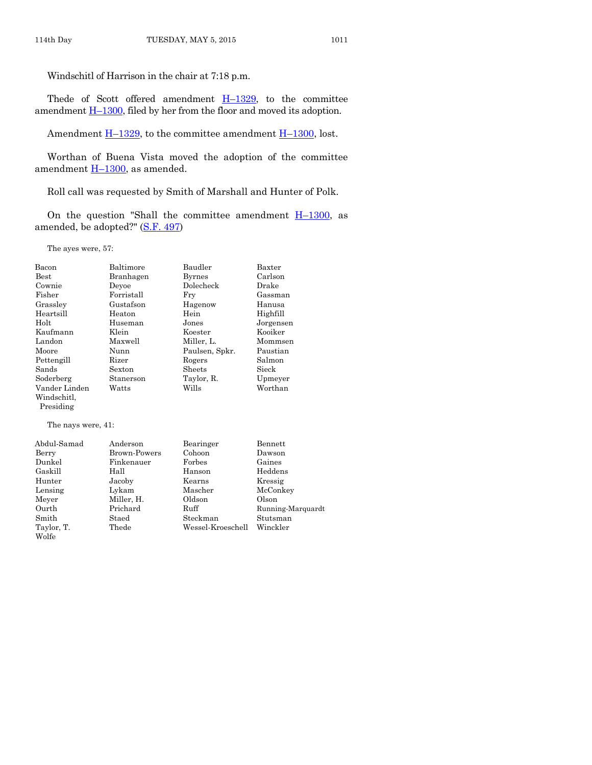Windschitl of Harrison in the chair at 7:18 p.m.

Thede of Scott offered amendment H–1329, to the committee amendment H–1300, filed by her from the floor and moved its adoption.

Amendment H–1329, to the committee amendment H–1300, lost.

Worthan of Buena Vista moved the adoption of the committee amendment H–1300, as amended.

Roll call was requested by Smith of Marshall and Hunter of Polk.

On the question "Shall the committee amendment H–1300, as amended, be adopted?" (S.F. 497)

The ayes were, 57:

| | | | |
|---|---|---|---|
| Bacon | Baltimore | Baudler | Baxter |
| Best | Branhagen | Byrnes | Carlson |
| Cownie | Deyoe | Dolecheck | Drake |
| Fisher | Forristall | Fry | Gassman |
| Grassley | Gustafson | Hagenow | Hanusa |
| Heartsill | Heaton | Hein | Highfill |
| Holt | Huseman | Jones | Jorgensen |
| Kaufmann | Klein | Koester | Kooiker |
| Landon | Maxwell | Miller, L. | Mommsen |
| Moore | Nunn | Paulsen, Spkr. | Paustian |
| Pettengill | Rizer | Rogers | Salmon |
| Sands | Sexton | Sheets | Sieck |
| Soderberg | Stanerson | Taylor, R. | Upmeyer |
| Vander Linden | Watts | Wills | Worthan |
| Windschitl, Presiding | | | |

The nays were, 41:

| | | | |
|---|---|---|---|
| Abdul-Samad | Anderson | Bearinger | Bennett |
| Berry | Brown-Powers | Cohoon | Dawson |
| Dunkel | Finkenauer | Forbes | Gaines |
| Gaskill | Hall | Hanson | Heddens |
| Hunter | Jacoby | Kearns | Kressig |
| Lensing | Lykam | Mascher | McConkey |
| Meyer | Miller, H. | Oldson | Olson |
| Ourth | Prichard | Ruff | Running-Marquardt |
| Smith | Staed | Steckman | Stutsman |
| Taylor, T. | Thede | Wessel-Kroeschell | Winckler |
| Wolfe | | | |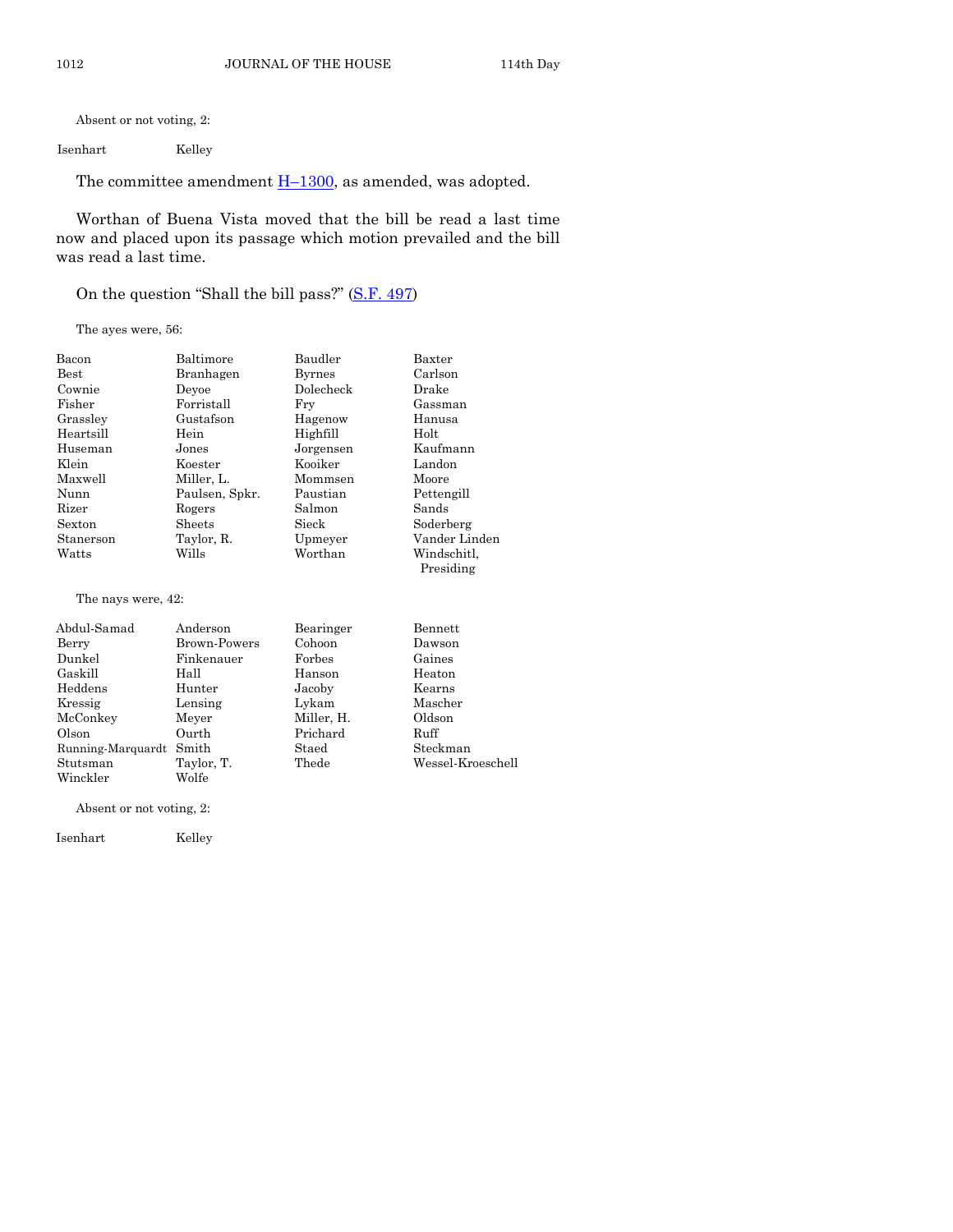Absent or not voting, 2:

| | |
|---|---|
| Isenhart | Kelley |

The committee amendment H–1300, as amended, was adopted.

Worthan of Buena Vista moved that the bill be read a last time now and placed upon its passage which motion prevailed and the bill was read a last time.

On the question "Shall the bill pass?" (S.F. 497)

The ayes were, 56:

| | | | |
|---|---|---|---|
| Bacon | Baltimore | Baudler | Baxter |
| Best | Branhagen | Byrnes | Carlson |
| Cownie | Deyoe | Dolecheck | Drake |
| Fisher | Forristall | Fry | Gassman |
| Grassley | Gustafson | Hagenow | Hanusa |
| Heartsill | Hein | Highfill | Holt |
| Huseman | Jones | Jorgensen | Kaufmann |
| Klein | Koester | Kooiker | Landon |
| Maxwell | Miller, L. | Mommsen | Moore |
| Nunn | Paulsen, Spkr. | Paustian | Pettengill |
| Rizer | Rogers | Salmon | Sands |
| Sexton | Sheets | Sieck | Soderberg |
| Stanerson | Taylor, R. | Upmeyer | Vander Linden |
| Watts | Wills | Worthan | Windschitl, Presiding |

The nays were, 42:

| | | | |
|---|---|---|---|
| Abdul-Samad | Anderson | Bearinger | Bennett |
| Berry | Brown-Powers | Cohoon | Dawson |
| Dunkel | Finkenauer | Forbes | Gaines |
| Gaskill | Hall | Hanson | Heaton |
| Heddens | Hunter | Jacoby | Kearns |
| Kressig | Lensing | Lykam | Mascher |
| McConkey | Meyer | Miller, H. | Oldson |
| Olson | Ourth | Prichard | Ruff |
| Running-Marquardt | Smith | Staed | Steckman |
| Stutsman | Taylor, T. | Thede | Wessel-Kroeschell |
| Winckler | Wolfe | | |

Absent or not voting, 2:

| | |
|---|---|
| Isenhart | Kelley |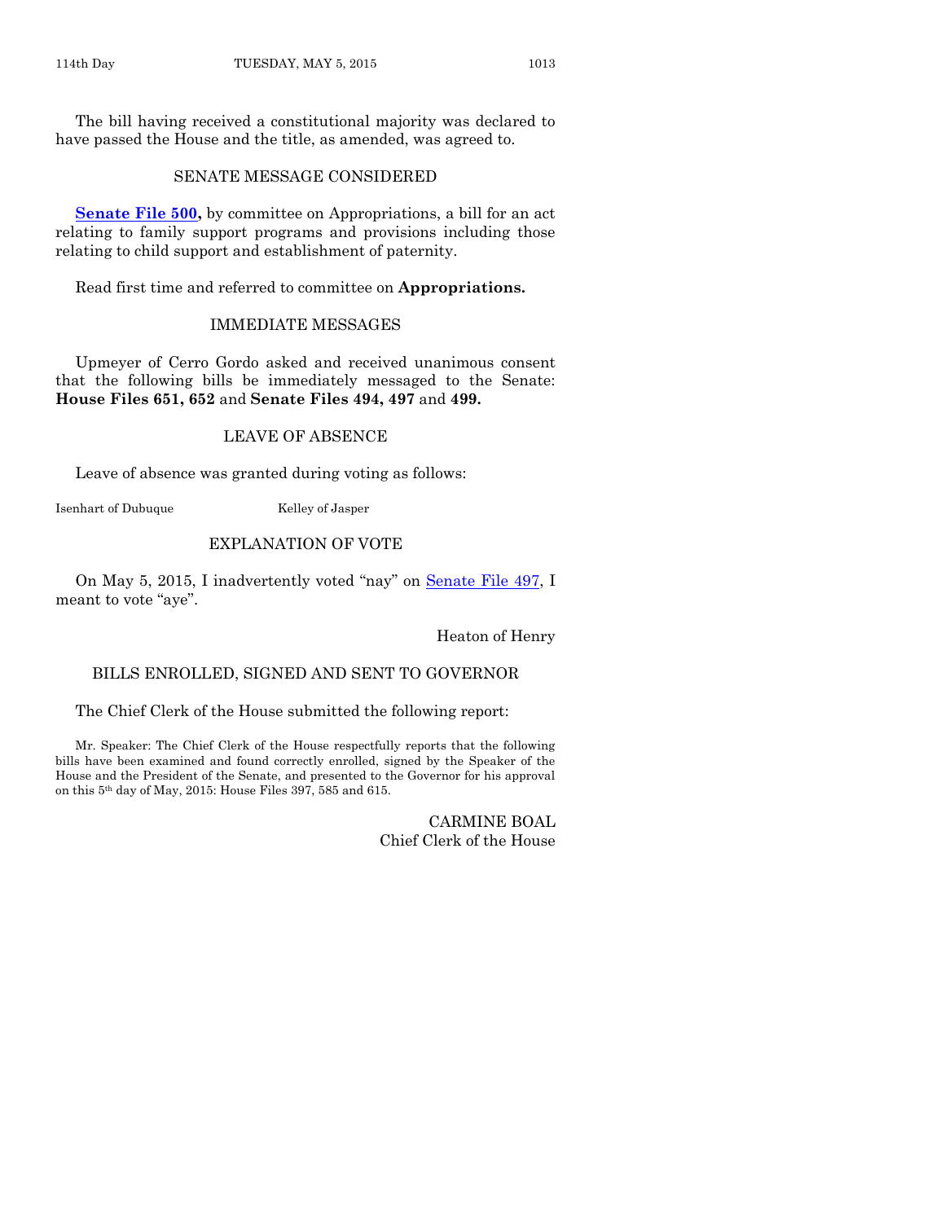The bill having received a constitutional majority was declared to have passed the House and the title, as amended, was agreed to.

## SENATE MESSAGE CONSIDERED

**Senate File 500,** by committee on Appropriations, a bill for an act relating to family support programs and provisions including those relating to child support and establishment of paternity.

Read first time and referred to committee on **Appropriations.**

## IMMEDIATE MESSAGES

Upmeyer of Cerro Gordo asked and received unanimous consent that the following bills be immediately messaged to the Senate: **House Files 651, 652** and **Senate Files 494, 497** and **499.**

## LEAVE OF ABSENCE

Leave of absence was granted during voting as follows:

Isenhart of Dubuque    Kelley of Jasper

## EXPLANATION OF VOTE

On May 5, 2015, I inadvertently voted "nay" on Senate File 497, I meant to vote "aye".

Heaton of Henry

## BILLS ENROLLED, SIGNED AND SENT TO GOVERNOR

The Chief Clerk of the House submitted the following report:

Mr. Speaker: The Chief Clerk of the House respectfully reports that the following bills have been examined and found correctly enrolled, signed by the Speaker of the House and the President of the Senate, and presented to the Governor for his approval on this 5th day of May, 2015: House Files 397, 585 and 615.

CARMINE BOAL
Chief Clerk of the House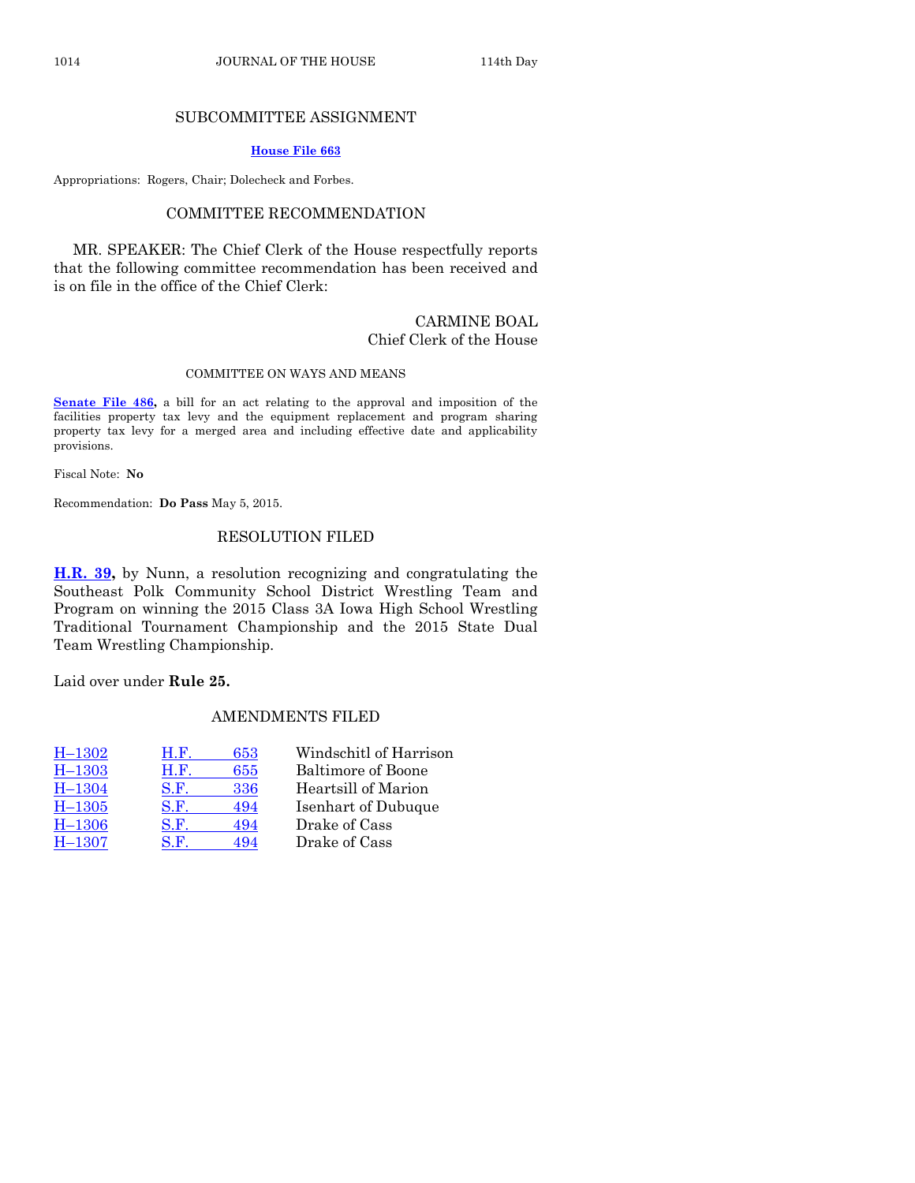## SUBCOMMITTEE ASSIGNMENT

**House File 663**

Appropriations: Rogers, Chair; Dolecheck and Forbes.

## COMMITTEE RECOMMENDATION

MR. SPEAKER: The Chief Clerk of the House respectfully reports that the following committee recommendation has been received and is on file in the office of the Chief Clerk:

CARMINE BOAL
Chief Clerk of the House

COMMITTEE ON WAYS AND MEANS

**Senate File 486,** a bill for an act relating to the approval and imposition of the facilities property tax levy and the equipment replacement and program sharing property tax levy for a merged area and including effective date and applicability provisions.

Fiscal Note: **No**

Recommendation: **Do Pass** May 5, 2015.

## RESOLUTION FILED

**H.R. 39,** by Nunn, a resolution recognizing and congratulating the Southeast Polk Community School District Wrestling Team and Program on winning the 2015 Class 3A Iowa High School Wrestling Traditional Tournament Championship and the 2015 State Dual Team Wrestling Championship.

Laid over under **Rule 25.**

## AMENDMENTS FILED

| | | |
|---|---|---|
| H–1302 | H.F. 653 | Windschitl of Harrison |
| H–1303 | H.F. 655 | Baltimore of Boone |
| H–1304 | S.F. 336 | Heartsill of Marion |
| H–1305 | S.F. 494 | Isenhart of Dubuque |
| H–1306 | S.F. 494 | Drake of Cass |
| H–1307 | S.F. 494 | Drake of Cass |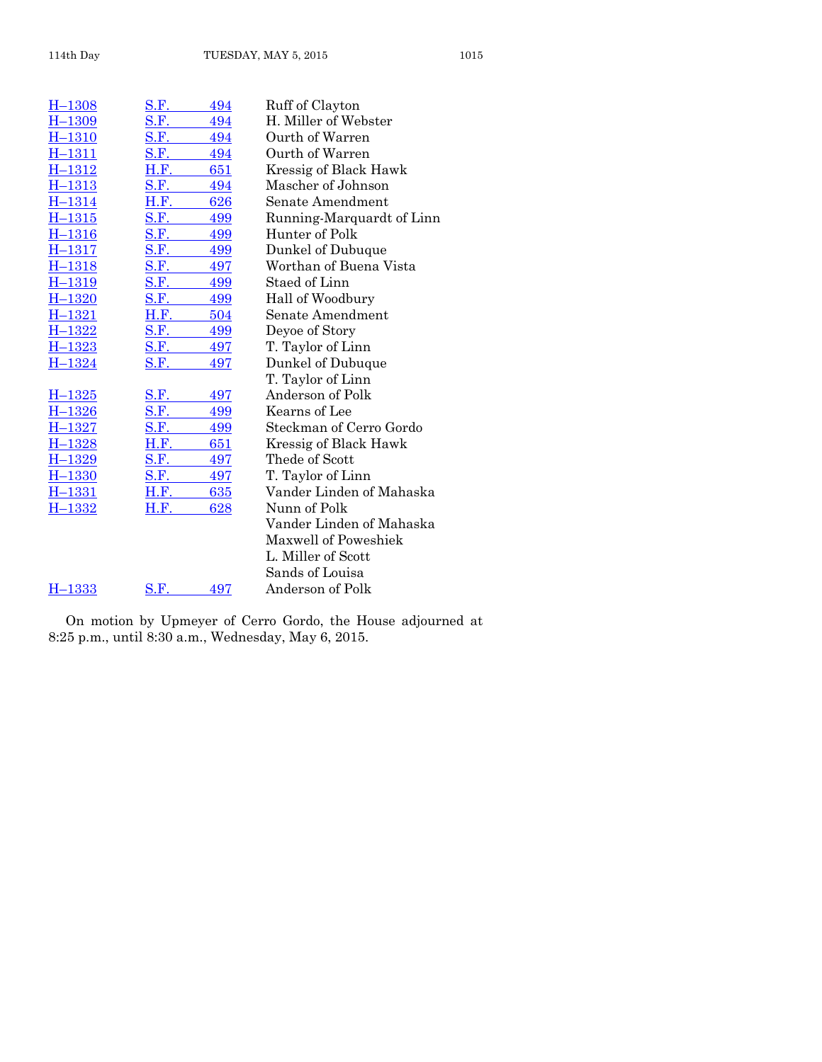| | | |
|---|---|---|
| H–1308 | S.F. 494 | Ruff of Clayton |
| H–1309 | S.F. 494 | H. Miller of Webster |
| H–1310 | S.F. 494 | Ourth of Warren |
| H–1311 | S.F. 494 | Ourth of Warren |
| H–1312 | H.F. 651 | Kressig of Black Hawk |
| H–1313 | S.F. 494 | Mascher of Johnson |
| H–1314 | H.F. 626 | Senate Amendment |
| H–1315 | S.F. 499 | Running-Marquardt of Linn |
| H–1316 | S.F. 499 | Hunter of Polk |
| H–1317 | S.F. 499 | Dunkel of Dubuque |
| H–1318 | S.F. 497 | Worthan of Buena Vista |
| H–1319 | S.F. 499 | Staed of Linn |
| H–1320 | S.F. 499 | Hall of Woodbury |
| H–1321 | H.F. 504 | Senate Amendment |
| H–1322 | S.F. 499 | Deyoe of Story |
| H–1323 | S.F. 497 | T. Taylor of Linn |
| H–1324 | S.F. 497 | Dunkel of Dubuque<br>T. Taylor of Linn |
| H–1325 | S.F. 497 | Anderson of Polk |
| H–1326 | S.F. 499 | Kearns of Lee |
| H–1327 | S.F. 499 | Steckman of Cerro Gordo |
| H–1328 | H.F. 651 | Kressig of Black Hawk |
| H–1329 | S.F. 497 | Thede of Scott |
| H–1330 | S.F. 497 | T. Taylor of Linn |
| H–1331 | H.F. 635 | Vander Linden of Mahaska |
| H–1332 | H.F. 628 | Nunn of Polk<br>Vander Linden of Mahaska<br>Maxwell of Poweshiek<br>L. Miller of Scott<br>Sands of Louisa |
| H–1333 | S.F. 497 | Anderson of Polk |

On motion by Upmeyer of Cerro Gordo, the House adjourned at 8:25 p.m., until 8:30 a.m., Wednesday, May 6, 2015.